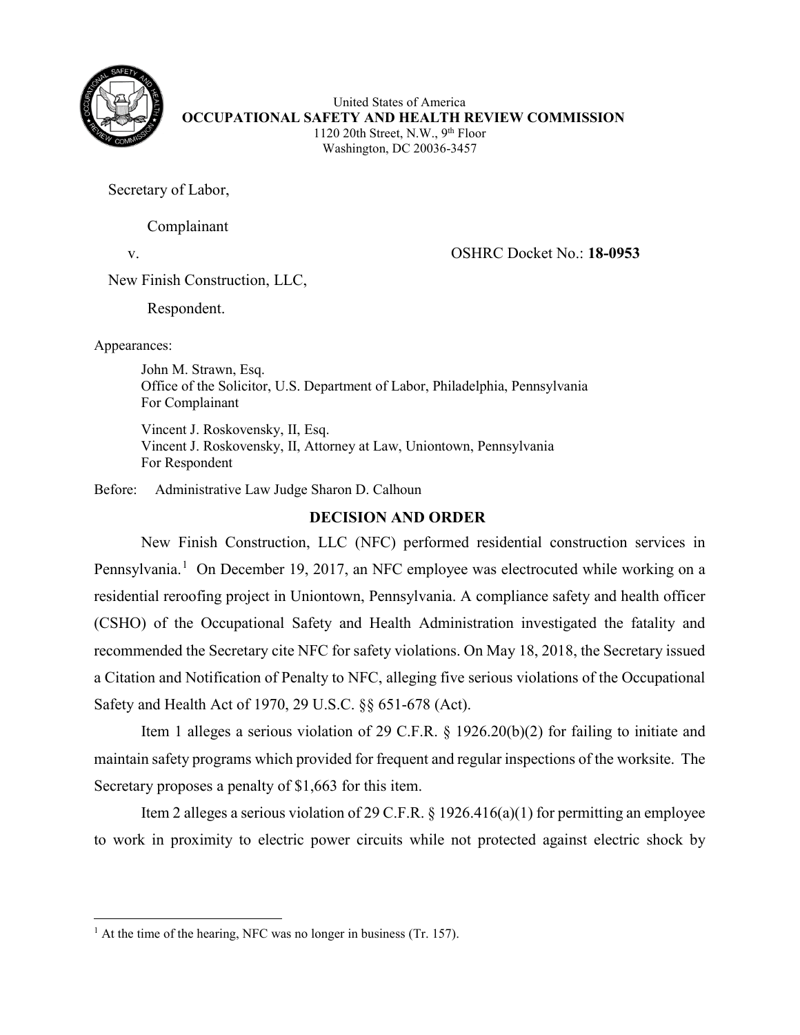United States of America
**OCCUPATIONAL SAFETY AND HEALTH REVIEW COMMISSION**
1120 20th Street, N.W., 9th Floor
Washington, DC 20036-3457

Secretary of Labor,

Complainant

v. OSHRC Docket No.: **18-0953**

New Finish Construction, LLC,

Respondent.

Appearances:

John M. Strawn, Esq.
Office of the Solicitor, U.S. Department of Labor, Philadelphia, Pennsylvania
For Complainant

Vincent J. Roskovensky, II, Esq.
Vincent J. Roskovensky, II, Attorney at Law, Uniontown, Pennsylvania
For Respondent

Before: Administrative Law Judge Sharon D. Calhoun

## DECISION AND ORDER

New Finish Construction, LLC (NFC) performed residential construction services in Pennsylvania.[1] On December 19, 2017, an NFC employee was electrocuted while working on a residential reroofing project in Uniontown, Pennsylvania. A compliance safety and health officer (CSHO) of the Occupational Safety and Health Administration investigated the fatality and recommended the Secretary cite NFC for safety violations. On May 18, 2018, the Secretary issued a Citation and Notification of Penalty to NFC, alleging five serious violations of the Occupational Safety and Health Act of 1970, 29 U.S.C. §§ 651-678 (Act).

Item 1 alleges a serious violation of 29 C.F.R. § 1926.20(b)(2) for failing to initiate and maintain safety programs which provided for frequent and regular inspections of the worksite. The Secretary proposes a penalty of $1,663 for this item.

Item 2 alleges a serious violation of 29 C.F.R. § 1926.416(a)(1) for permitting an employee to work in proximity to electric power circuits while not protected against electric shock by

[1] At the time of the hearing, NFC was no longer in business (Tr. 157).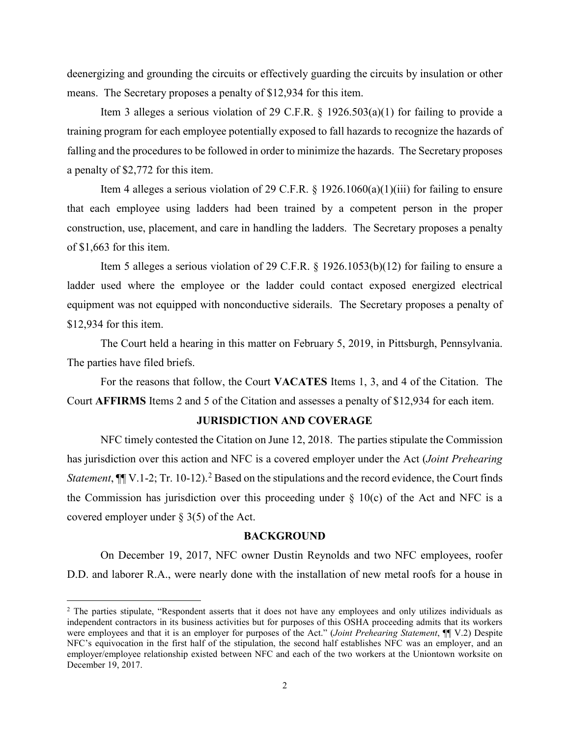deenergizing and grounding the circuits or effectively guarding the circuits by insulation or other means. The Secretary proposes a penalty of $12,934 for this item.

Item 3 alleges a serious violation of 29 C.F.R. § 1926.503(a)(1) for failing to provide a training program for each employee potentially exposed to fall hazards to recognize the hazards of falling and the procedures to be followed in order to minimize the hazards. The Secretary proposes a penalty of $2,772 for this item.

Item 4 alleges a serious violation of 29 C.F.R. § 1926.1060(a)(1)(iii) for failing to ensure that each employee using ladders had been trained by a competent person in the proper construction, use, placement, and care in handling the ladders. The Secretary proposes a penalty of $1,663 for this item.

Item 5 alleges a serious violation of 29 C.F.R. § 1926.1053(b)(12) for failing to ensure a ladder used where the employee or the ladder could contact exposed energized electrical equipment was not equipped with nonconductive siderails. The Secretary proposes a penalty of $12,934 for this item.

The Court held a hearing in this matter on February 5, 2019, in Pittsburgh, Pennsylvania. The parties have filed briefs.

For the reasons that follow, the Court **VACATES** Items 1, 3, and 4 of the Citation. The Court **AFFIRMS** Items 2 and 5 of the Citation and assesses a penalty of $12,934 for each item.

## JURISDICTION AND COVERAGE

NFC timely contested the Citation on June 12, 2018. The parties stipulate the Commission has jurisdiction over this action and NFC is a covered employer under the Act (*Joint Prehearing Statement*, ¶¶ V.1-2; Tr. 10-12).[2] Based on the stipulations and the record evidence, the Court finds the Commission has jurisdiction over this proceeding under § 10(c) of the Act and NFC is a covered employer under § 3(5) of the Act.

## BACKGROUND

On December 19, 2017, NFC owner Dustin Reynolds and two NFC employees, roofer D.D. and laborer R.A., were nearly done with the installation of new metal roofs for a house in

---

[2] The parties stipulate, "Respondent asserts that it does not have any employees and only utilizes individuals as independent contractors in its business activities but for purposes of this OSHA proceeding admits that its workers were employees and that it is an employer for purposes of the Act." (*Joint Prehearing Statement*, ¶¶ V.2) Despite NFC's equivocation in the first half of the stipulation, the second half establishes NFC was an employer, and an employer/employee relationship existed between NFC and each of the two workers at the Uniontown worksite on December 19, 2017.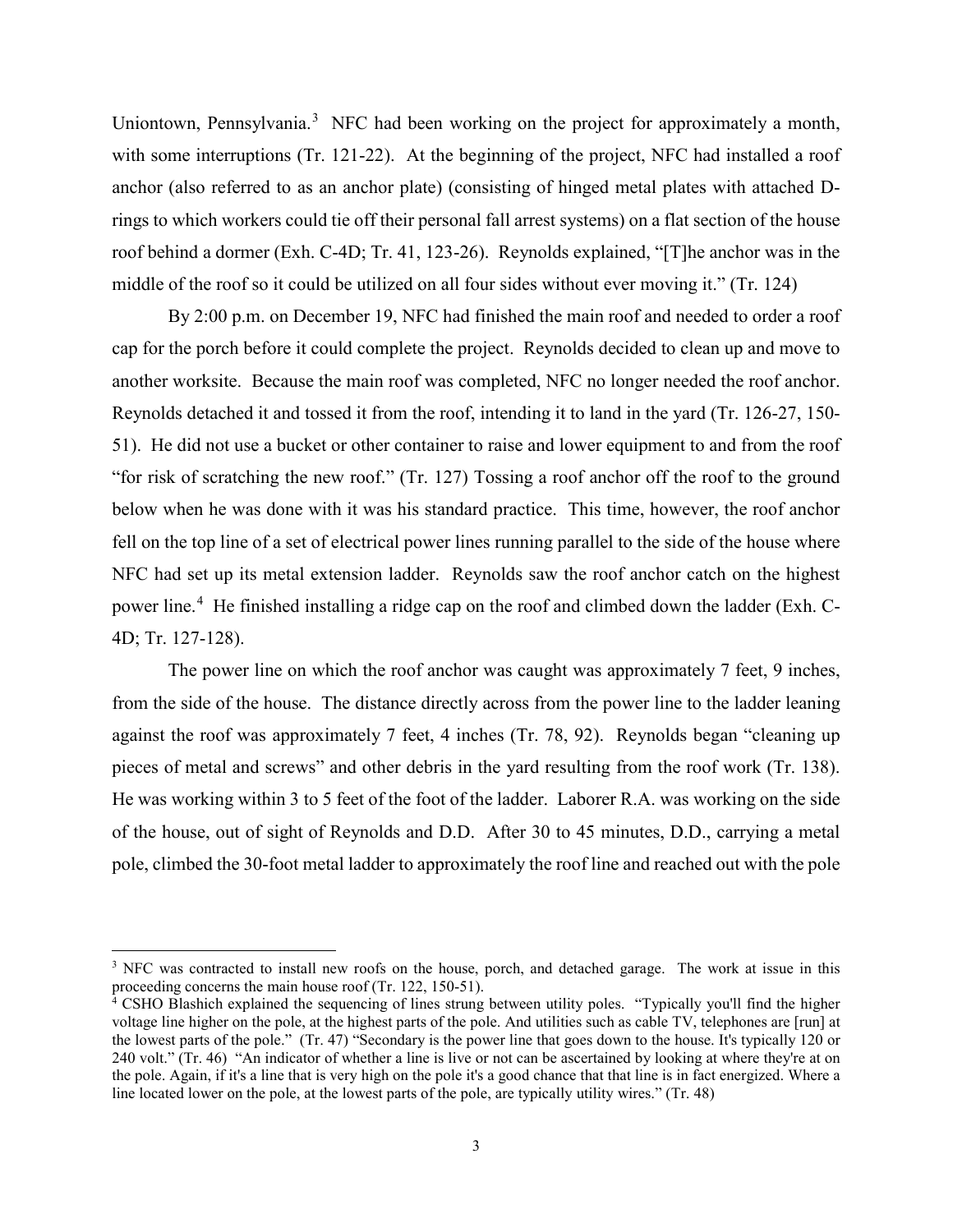Uniontown, Pennsylvania.[3] NFC had been working on the project for approximately a month, with some interruptions (Tr. 121-22). At the beginning of the project, NFC had installed a roof anchor (also referred to as an anchor plate) (consisting of hinged metal plates with attached D-rings to which workers could tie off their personal fall arrest systems) on a flat section of the house roof behind a dormer (Exh. C-4D; Tr. 41, 123-26). Reynolds explained, "[T]he anchor was in the middle of the roof so it could be utilized on all four sides without ever moving it." (Tr. 124)

By 2:00 p.m. on December 19, NFC had finished the main roof and needed to order a roof cap for the porch before it could complete the project. Reynolds decided to clean up and move to another worksite. Because the main roof was completed, NFC no longer needed the roof anchor. Reynolds detached it and tossed it from the roof, intending it to land in the yard (Tr. 126-27, 150-51). He did not use a bucket or other container to raise and lower equipment to and from the roof "for risk of scratching the new roof." (Tr. 127) Tossing a roof anchor off the roof to the ground below when he was done with it was his standard practice. This time, however, the roof anchor fell on the top line of a set of electrical power lines running parallel to the side of the house where NFC had set up its metal extension ladder. Reynolds saw the roof anchor catch on the highest power line.[4] He finished installing a ridge cap on the roof and climbed down the ladder (Exh. C-4D; Tr. 127-128).

The power line on which the roof anchor was caught was approximately 7 feet, 9 inches, from the side of the house. The distance directly across from the power line to the ladder leaning against the roof was approximately 7 feet, 4 inches (Tr. 78, 92). Reynolds began "cleaning up pieces of metal and screws" and other debris in the yard resulting from the roof work (Tr. 138). He was working within 3 to 5 feet of the foot of the ladder. Laborer R.A. was working on the side of the house, out of sight of Reynolds and D.D. After 30 to 45 minutes, D.D., carrying a metal pole, climbed the 30-foot metal ladder to approximately the roof line and reached out with the pole

---

[3] NFC was contracted to install new roofs on the house, porch, and detached garage. The work at issue in this proceeding concerns the main house roof (Tr. 122, 150-51).

[4] CSHO Blashich explained the sequencing of lines strung between utility poles. "Typically you'll find the higher voltage line higher on the pole, at the highest parts of the pole. And utilities such as cable TV, telephones are [run] at the lowest parts of the pole." (Tr. 47) "Secondary is the power line that goes down to the house. It's typically 120 or 240 volt." (Tr. 46) "An indicator of whether a line is live or not can be ascertained by looking at where they're at on the pole. Again, if it's a line that is very high on the pole it's a good chance that that line is in fact energized. Where a line located lower on the pole, at the lowest parts of the pole, are typically utility wires." (Tr. 48)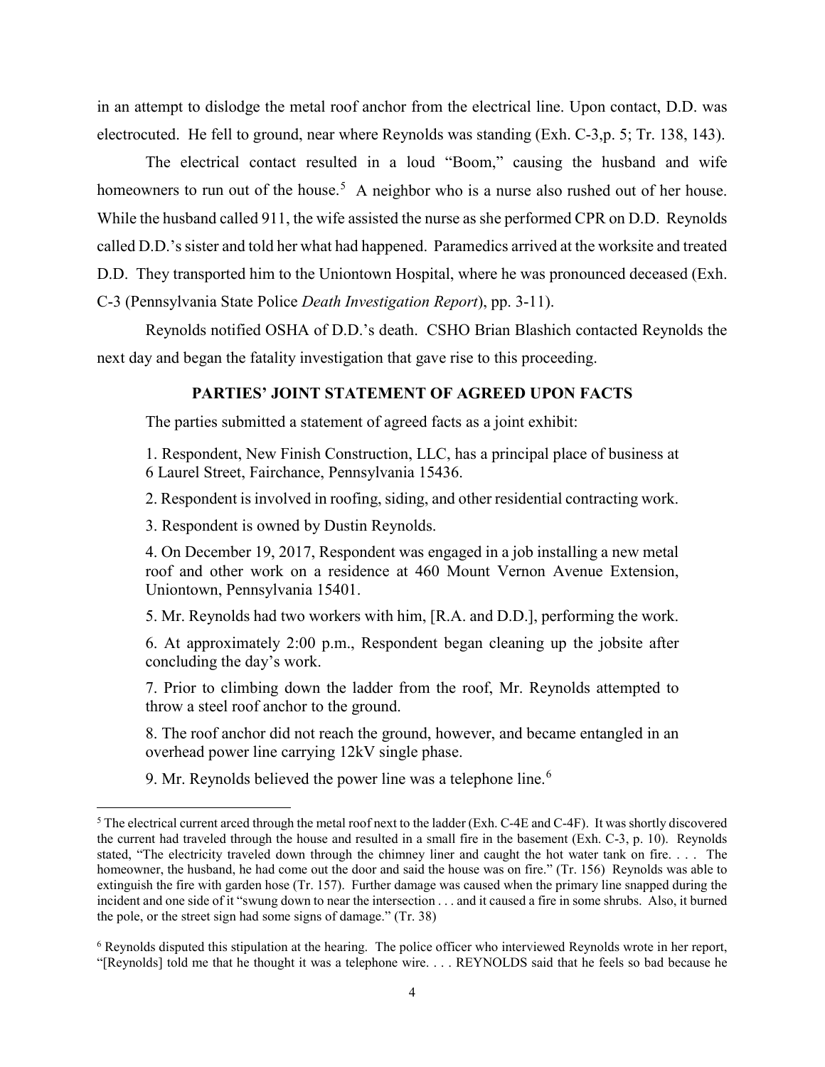in an attempt to dislodge the metal roof anchor from the electrical line. Upon contact, D.D. was electrocuted. He fell to ground, near where Reynolds was standing (Exh. C-3,p. 5; Tr. 138, 143).

The electrical contact resulted in a loud "Boom," causing the husband and wife homeowners to run out of the house.[5] A neighbor who is a nurse also rushed out of her house. While the husband called 911, the wife assisted the nurse as she performed CPR on D.D. Reynolds called D.D.'s sister and told her what had happened. Paramedics arrived at the worksite and treated D.D. They transported him to the Uniontown Hospital, where he was pronounced deceased (Exh. C-3 (Pennsylvania State Police *Death Investigation Report*), pp. 3-11).

Reynolds notified OSHA of D.D.'s death. CSHO Brian Blashich contacted Reynolds the next day and began the fatality investigation that gave rise to this proceeding.

## PARTIES' JOINT STATEMENT OF AGREED UPON FACTS

The parties submitted a statement of agreed facts as a joint exhibit:

> 1. Respondent, New Finish Construction, LLC, has a principal place of business at 6 Laurel Street, Fairchance, Pennsylvania 15436.
>
> 2. Respondent is involved in roofing, siding, and other residential contracting work.
>
> 3. Respondent is owned by Dustin Reynolds.
>
> 4. On December 19, 2017, Respondent was engaged in a job installing a new metal roof and other work on a residence at 460 Mount Vernon Avenue Extension, Uniontown, Pennsylvania 15401.
>
> 5. Mr. Reynolds had two workers with him, [R.A. and D.D.], performing the work.
>
> 6. At approximately 2:00 p.m., Respondent began cleaning up the jobsite after concluding the day's work.
>
> 7. Prior to climbing down the ladder from the roof, Mr. Reynolds attempted to throw a steel roof anchor to the ground.
>
> 8. The roof anchor did not reach the ground, however, and became entangled in an overhead power line carrying 12kV single phase.
>
> 9. Mr. Reynolds believed the power line was a telephone line.[6]

---

[5] The electrical current arced through the metal roof next to the ladder (Exh. C-4E and C-4F). It was shortly discovered the current had traveled through the house and resulted in a small fire in the basement (Exh. C-3, p. 10). Reynolds stated, "The electricity traveled down through the chimney liner and caught the hot water tank on fire. . . . The homeowner, the husband, he had come out the door and said the house was on fire." (Tr. 156) Reynolds was able to extinguish the fire with garden hose (Tr. 157). Further damage was caused when the primary line snapped during the incident and one side of it "swung down to near the intersection . . . and it caused a fire in some shrubs. Also, it burned the pole, or the street sign had some signs of damage." (Tr. 38)

[6] Reynolds disputed this stipulation at the hearing. The police officer who interviewed Reynolds wrote in her report, "[Reynolds] told me that he thought it was a telephone wire. . . . REYNOLDS said that he feels so bad because he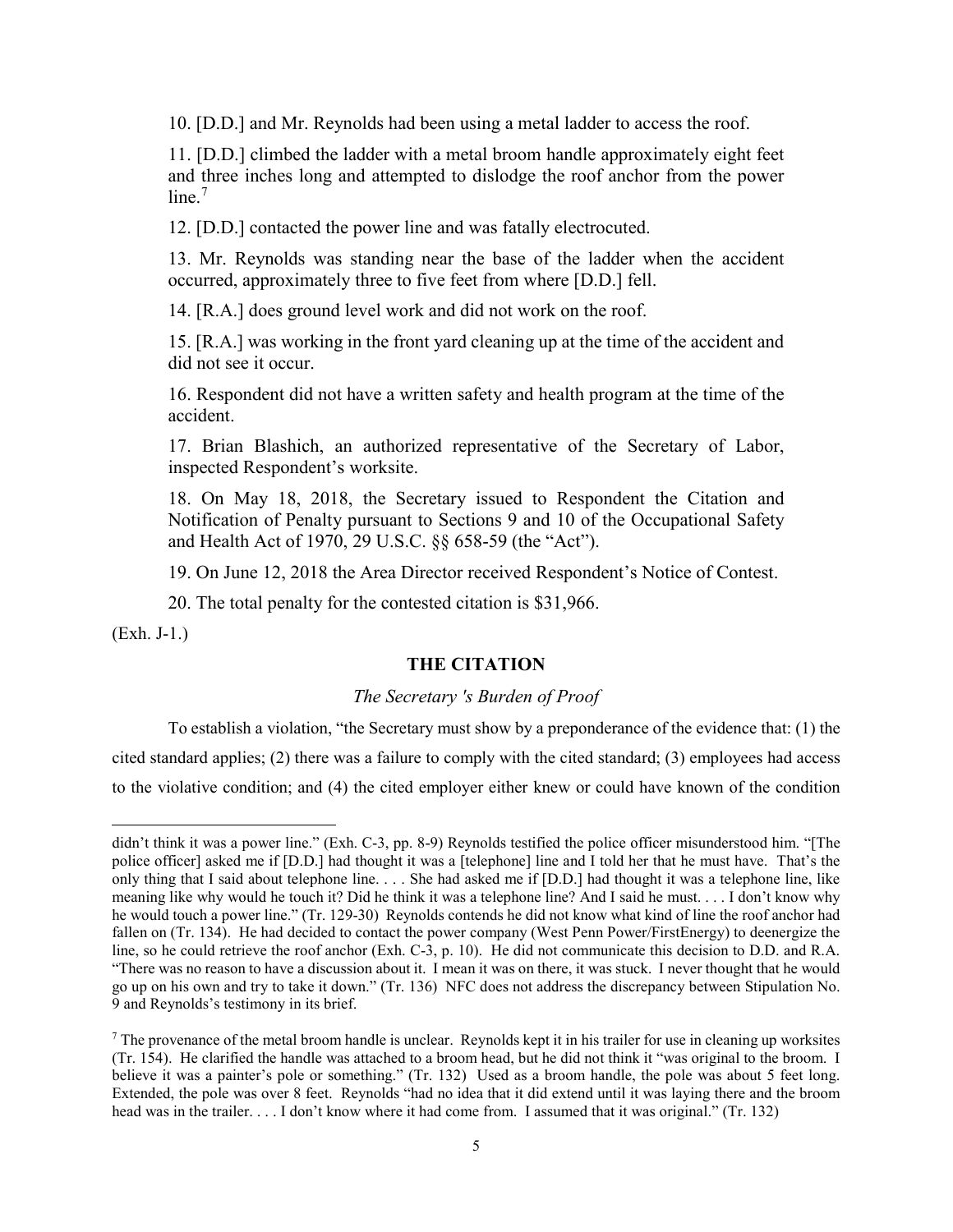10. [D.D.] and Mr. Reynolds had been using a metal ladder to access the roof.

11. [D.D.] climbed the ladder with a metal broom handle approximately eight feet and three inches long and attempted to dislodge the roof anchor from the power line.[7]

12. [D.D.] contacted the power line and was fatally electrocuted.

13. Mr. Reynolds was standing near the base of the ladder when the accident occurred, approximately three to five feet from where [D.D.] fell.

14. [R.A.] does ground level work and did not work on the roof.

15. [R.A.] was working in the front yard cleaning up at the time of the accident and did not see it occur.

16. Respondent did not have a written safety and health program at the time of the accident.

17. Brian Blashich, an authorized representative of the Secretary of Labor, inspected Respondent's worksite.

18. On May 18, 2018, the Secretary issued to Respondent the Citation and Notification of Penalty pursuant to Sections 9 and 10 of the Occupational Safety and Health Act of 1970, 29 U.S.C. §§ 658-59 (the "Act").

19. On June 12, 2018 the Area Director received Respondent's Notice of Contest.

20. The total penalty for the contested citation is $31,966.

(Exh. J-1.)

## THE CITATION

### *The Secretary 's Burden of Proof*

To establish a violation, "the Secretary must show by a preponderance of the evidence that: (1) the cited standard applies; (2) there was a failure to comply with the cited standard; (3) employees had access to the violative condition; and (4) the cited employer either knew or could have known of the condition

---

didn't think it was a power line." (Exh. C-3, pp. 8-9) Reynolds testified the police officer misunderstood him. "[The police officer] asked me if [D.D.] had thought it was a [telephone] line and I told her that he must have. That's the only thing that I said about telephone line. . . . She had asked me if [D.D.] had thought it was a telephone line, like meaning like why would he touch it? Did he think it was a telephone line? And I said he must. . . . I don't know why he would touch a power line." (Tr. 129-30) Reynolds contends he did not know what kind of line the roof anchor had fallen on (Tr. 134). He had decided to contact the power company (West Penn Power/FirstEnergy) to deenergize the line, so he could retrieve the roof anchor (Exh. C-3, p. 10). He did not communicate this decision to D.D. and R.A. "There was no reason to have a discussion about it. I mean it was on there, it was stuck. I never thought that he would go up on his own and try to take it down." (Tr. 136) NFC does not address the discrepancy between Stipulation No. 9 and Reynolds's testimony in its brief.

[7] The provenance of the metal broom handle is unclear. Reynolds kept it in his trailer for use in cleaning up worksites (Tr. 154). He clarified the handle was attached to a broom head, but he did not think it "was original to the broom. I believe it was a painter's pole or something." (Tr. 132) Used as a broom handle, the pole was about 5 feet long. Extended, the pole was over 8 feet. Reynolds "had no idea that it did extend until it was laying there and the broom head was in the trailer. . . . I don't know where it had come from. I assumed that it was original." (Tr. 132)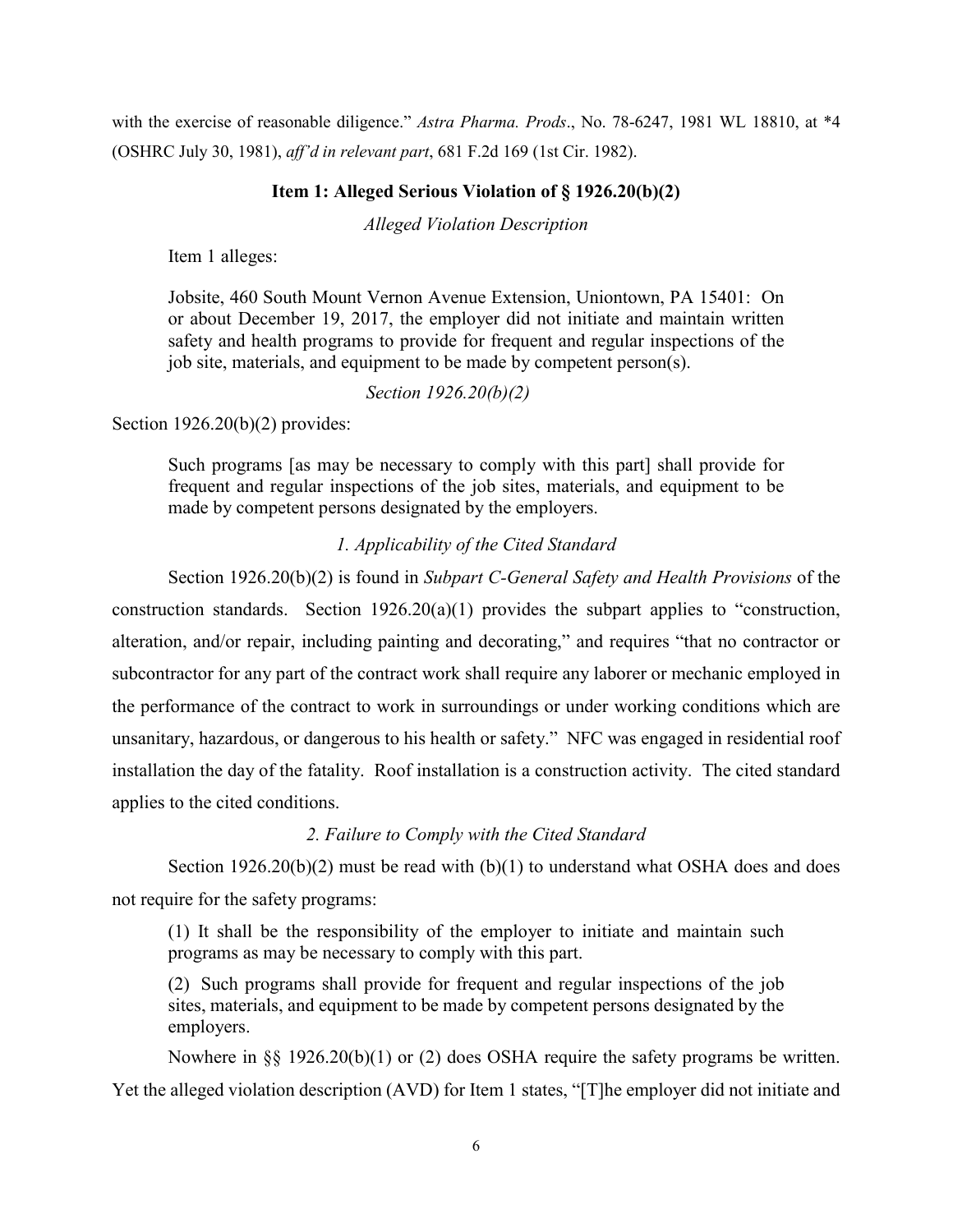with the exercise of reasonable diligence." *Astra Pharma. Prods*., No. 78-6247, 1981 WL 18810, at \*4 (OSHRC July 30, 1981), *aff'd in relevant part*, 681 F.2d 169 (1st Cir. 1982).

### Item 1: Alleged Serious Violation of § 1926.20(b)(2)

*Alleged Violation Description*

Item 1 alleges:

> Jobsite, 460 South Mount Vernon Avenue Extension, Uniontown, PA 15401: On or about December 19, 2017, the employer did not initiate and maintain written safety and health programs to provide for frequent and regular inspections of the job site, materials, and equipment to be made by competent person(s).

*Section 1926.20(b)(2)*

Section 1926.20(b)(2) provides:

> Such programs [as may be necessary to comply with this part] shall provide for frequent and regular inspections of the job sites, materials, and equipment to be made by competent persons designated by the employers.

*1. Applicability of the Cited Standard*

Section 1926.20(b)(2) is found in *Subpart C-General Safety and Health Provisions* of the construction standards. Section 1926.20(a)(1) provides the subpart applies to "construction, alteration, and/or repair, including painting and decorating," and requires "that no contractor or subcontractor for any part of the contract work shall require any laborer or mechanic employed in the performance of the contract to work in surroundings or under working conditions which are unsanitary, hazardous, or dangerous to his health or safety." NFC was engaged in residential roof installation the day of the fatality. Roof installation is a construction activity. The cited standard applies to the cited conditions.

*2. Failure to Comply with the Cited Standard*

Section 1926.20(b)(2) must be read with (b)(1) to understand what OSHA does and does not require for the safety programs:

> (1) It shall be the responsibility of the employer to initiate and maintain such programs as may be necessary to comply with this part.
>
> (2) Such programs shall provide for frequent and regular inspections of the job sites, materials, and equipment to be made by competent persons designated by the employers.

Nowhere in §§ 1926.20(b)(1) or (2) does OSHA require the safety programs be written. Yet the alleged violation description (AVD) for Item 1 states, "[T]he employer did not initiate and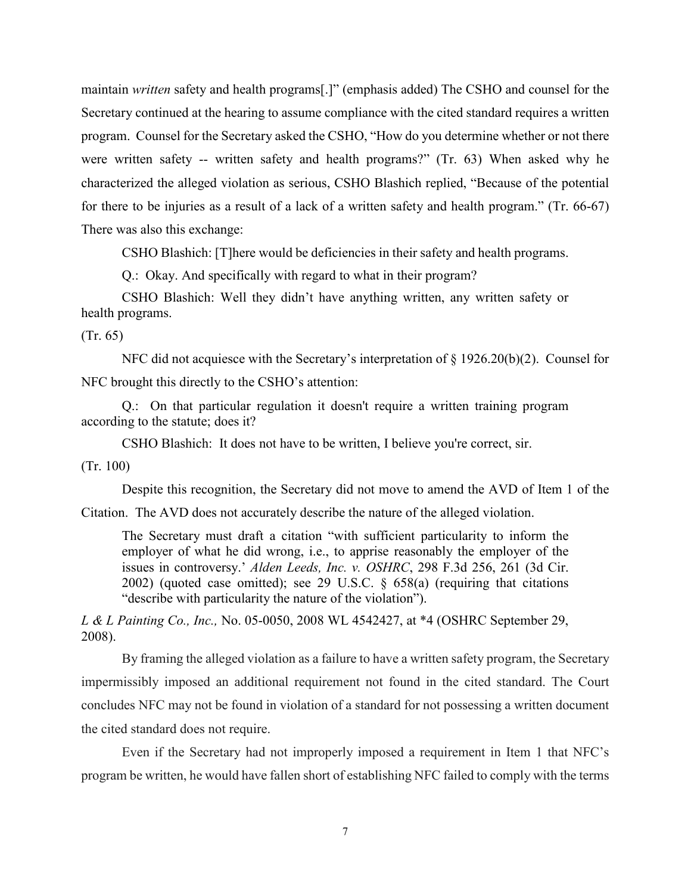maintain *written* safety and health programs[.]" (emphasis added) The CSHO and counsel for the Secretary continued at the hearing to assume compliance with the cited standard requires a written program. Counsel for the Secretary asked the CSHO, "How do you determine whether or not there were written safety -- written safety and health programs?" (Tr. 63) When asked why he characterized the alleged violation as serious, CSHO Blashich replied, "Because of the potential for there to be injuries as a result of a lack of a written safety and health program." (Tr. 66-67) There was also this exchange:

> CSHO Blashich: [T]here would be deficiencies in their safety and health programs.
>
> Q.: Okay. And specifically with regard to what in their program?
>
> CSHO Blashich: Well they didn't have anything written, any written safety or health programs.

(Tr. 65)

NFC did not acquiesce with the Secretary's interpretation of § 1926.20(b)(2). Counsel for NFC brought this directly to the CSHO's attention:

> Q.: On that particular regulation it doesn't require a written training program according to the statute; does it?
>
> CSHO Blashich: It does not have to be written, I believe you're correct, sir.

(Tr. 100)

Despite this recognition, the Secretary did not move to amend the AVD of Item 1 of the Citation. The AVD does not accurately describe the nature of the alleged violation.

> The Secretary must draft a citation "with sufficient particularity to inform the employer of what he did wrong, i.e., to apprise reasonably the employer of the issues in controversy.' *Alden Leeds, Inc. v. OSHRC*, 298 F.3d 256, 261 (3d Cir. 2002) (quoted case omitted); see 29 U.S.C. § 658(a) (requiring that citations "describe with particularity the nature of the violation").

*L & L Painting Co., Inc.,* No. 05-0050, 2008 WL 4542427, at *4 (OSHRC September 29, 2008).

By framing the alleged violation as a failure to have a written safety program, the Secretary impermissibly imposed an additional requirement not found in the cited standard. The Court concludes NFC may not be found in violation of a standard for not possessing a written document the cited standard does not require.

Even if the Secretary had not improperly imposed a requirement in Item 1 that NFC's program be written, he would have fallen short of establishing NFC failed to comply with the terms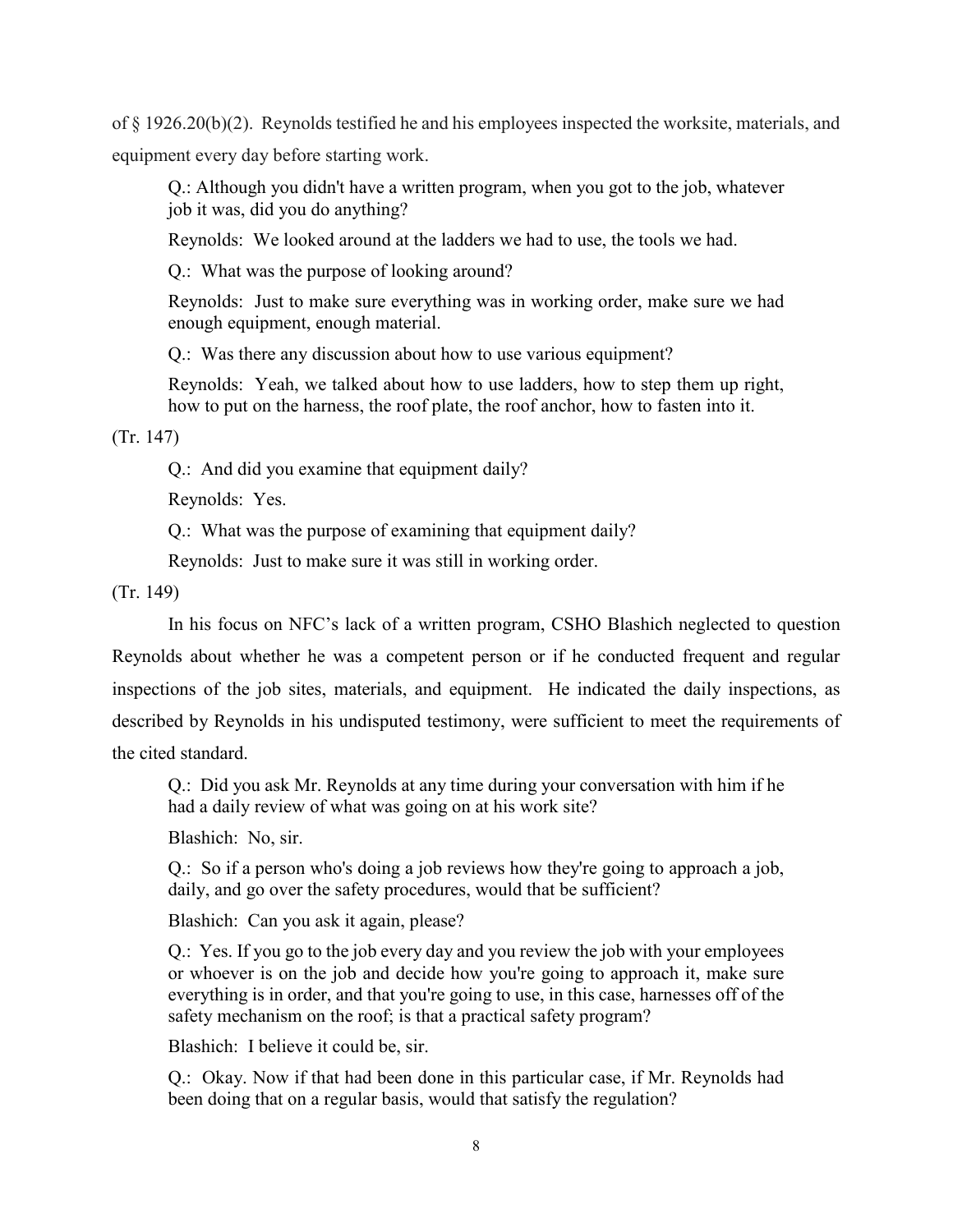of § 1926.20(b)(2). Reynolds testified he and his employees inspected the worksite, materials, and equipment every day before starting work.

> Q.: Although you didn't have a written program, when you got to the job, whatever job it was, did you do anything?
>
> Reynolds: We looked around at the ladders we had to use, the tools we had.
>
> Q.: What was the purpose of looking around?
>
> Reynolds: Just to make sure everything was in working order, make sure we had enough equipment, enough material.
>
> Q.: Was there any discussion about how to use various equipment?
>
> Reynolds: Yeah, we talked about how to use ladders, how to step them up right, how to put on the harness, the roof plate, the roof anchor, how to fasten into it.

(Tr. 147)

> Q.: And did you examine that equipment daily?
>
> Reynolds: Yes.
>
> Q.: What was the purpose of examining that equipment daily?
>
> Reynolds: Just to make sure it was still in working order.

(Tr. 149)

In his focus on NFC's lack of a written program, CSHO Blashich neglected to question Reynolds about whether he was a competent person or if he conducted frequent and regular inspections of the job sites, materials, and equipment. He indicated the daily inspections, as described by Reynolds in his undisputed testimony, were sufficient to meet the requirements of the cited standard.

> Q.: Did you ask Mr. Reynolds at any time during your conversation with him if he had a daily review of what was going on at his work site?
>
> Blashich: No, sir.
>
> Q.: So if a person who's doing a job reviews how they're going to approach a job, daily, and go over the safety procedures, would that be sufficient?
>
> Blashich: Can you ask it again, please?
>
> Q.: Yes. If you go to the job every day and you review the job with your employees or whoever is on the job and decide how you're going to approach it, make sure everything is in order, and that you're going to use, in this case, harnesses off of the safety mechanism on the roof; is that a practical safety program?
>
> Blashich: I believe it could be, sir.
>
> Q.: Okay. Now if that had been done in this particular case, if Mr. Reynolds had been doing that on a regular basis, would that satisfy the regulation?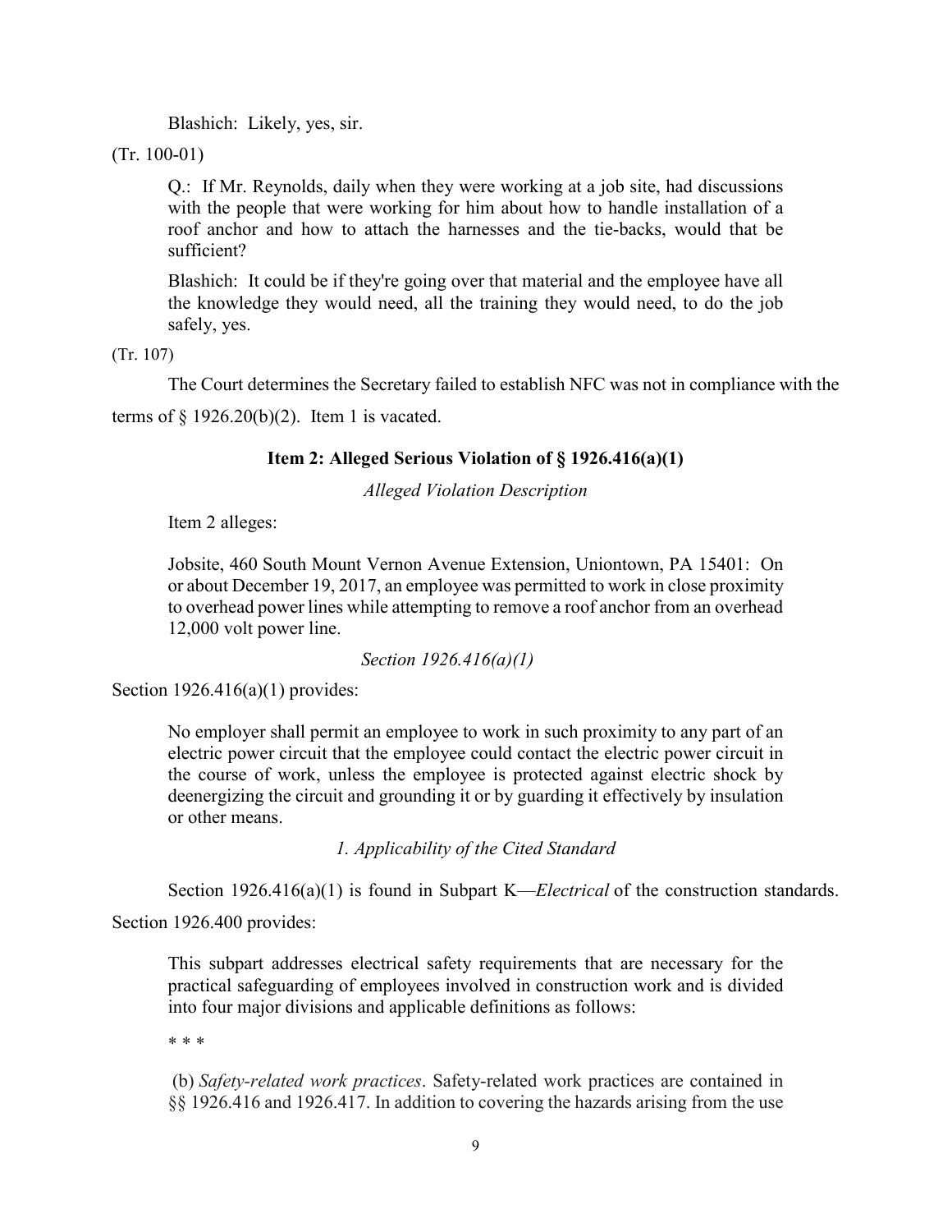> Blashich: Likely, yes, sir.

(Tr. 100-01)

> Q.: If Mr. Reynolds, daily when they were working at a job site, had discussions with the people that were working for him about how to handle installation of a roof anchor and how to attach the harnesses and the tie-backs, would that be sufficient?
>
> Blashich: It could be if they're going over that material and the employee have all the knowledge they would need, all the training they would need, to do the job safely, yes.

(Tr. 107)

The Court determines the Secretary failed to establish NFC was not in compliance with the terms of § 1926.20(b)(2). Item 1 is vacated.

### Item 2: Alleged Serious Violation of § 1926.416(a)(1)

*Alleged Violation Description*

Item 2 alleges:

> Jobsite, 460 South Mount Vernon Avenue Extension, Uniontown, PA 15401: On or about December 19, 2017, an employee was permitted to work in close proximity to overhead power lines while attempting to remove a roof anchor from an overhead 12,000 volt power line.

*Section 1926.416(a)(1)*

Section 1926.416(a)(1) provides:

> No employer shall permit an employee to work in such proximity to any part of an electric power circuit that the employee could contact the electric power circuit in the course of work, unless the employee is protected against electric shock by deenergizing the circuit and grounding it or by guarding it effectively by insulation or other means.

*1. Applicability of the Cited Standard*

Section 1926.416(a)(1) is found in Subpart K—*Electrical* of the construction standards. Section 1926.400 provides:

> This subpart addresses electrical safety requirements that are necessary for the practical safeguarding of employees involved in construction work and is divided into four major divisions and applicable definitions as follows:
>
> \* \* \*
>
> (b) *Safety-related work practices*. Safety-related work practices are contained in §§ 1926.416 and 1926.417. In addition to covering the hazards arising from the use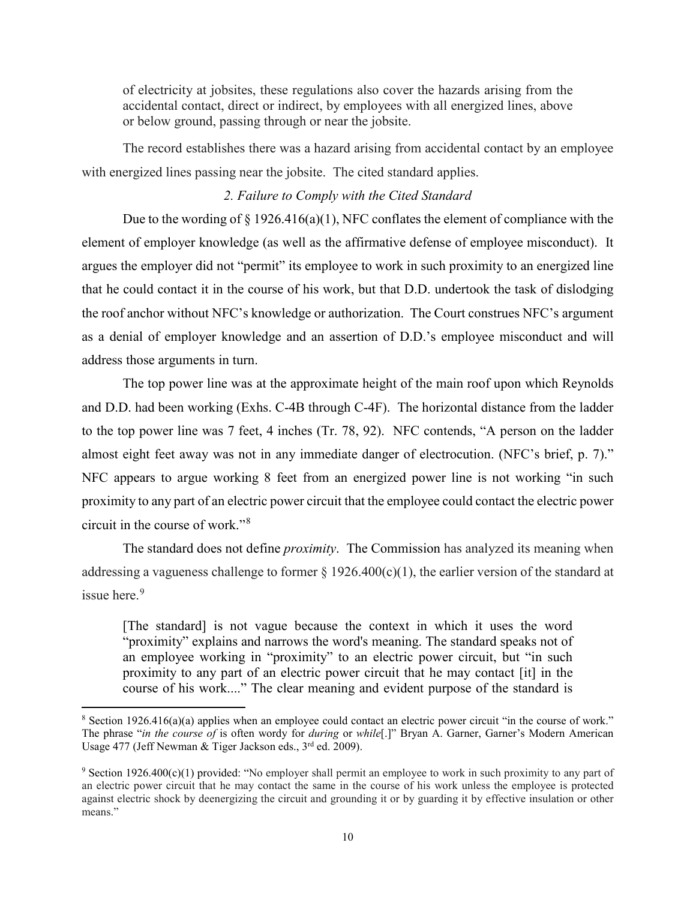> of electricity at jobsites, these regulations also cover the hazards arising from the accidental contact, direct or indirect, by employees with all energized lines, above or below ground, passing through or near the jobsite.

The record establishes there was a hazard arising from accidental contact by an employee with energized lines passing near the jobsite. The cited standard applies.

### *2. Failure to Comply with the Cited Standard*

Due to the wording of § 1926.416(a)(1), NFC conflates the element of compliance with the element of employer knowledge (as well as the affirmative defense of employee misconduct). It argues the employer did not "permit" its employee to work in such proximity to an energized line that he could contact it in the course of his work, but that D.D. undertook the task of dislodging the roof anchor without NFC's knowledge or authorization. The Court construes NFC's argument as a denial of employer knowledge and an assertion of D.D.'s employee misconduct and will address those arguments in turn.

The top power line was at the approximate height of the main roof upon which Reynolds and D.D. had been working (Exhs. C-4B through C-4F). The horizontal distance from the ladder to the top power line was 7 feet, 4 inches (Tr. 78, 92). NFC contends, "A person on the ladder almost eight feet away was not in any immediate danger of electrocution. (NFC's brief, p. 7)." NFC appears to argue working 8 feet from an energized power line is not working "in such proximity to any part of an electric power circuit that the employee could contact the electric power circuit in the course of work."[8]

The standard does not define *proximity*. The Commission has analyzed its meaning when addressing a vagueness challenge to former § 1926.400(c)(1), the earlier version of the standard at issue here.[9]

> [The standard] is not vague because the context in which it uses the word "proximity" explains and narrows the word's meaning. The standard speaks not of an employee working in "proximity" to an electric power circuit, but "in such proximity to any part of an electric power circuit that he may contact [it] in the course of his work...." The clear meaning and evident purpose of the standard is

---

[8] Section 1926.416(a)(a) applies when an employee could contact an electric power circuit "in the course of work." The phrase "*in the course of* is often wordy for *during* or *while*[.]" Bryan A. Garner, Garner's Modern American Usage 477 (Jeff Newman & Tiger Jackson eds., 3rd ed. 2009).

[9] Section 1926.400(c)(1) provided: "No employer shall permit an employee to work in such proximity to any part of an electric power circuit that he may contact the same in the course of his work unless the employee is protected against electric shock by deenergizing the circuit and grounding it or by guarding it by effective insulation or other means."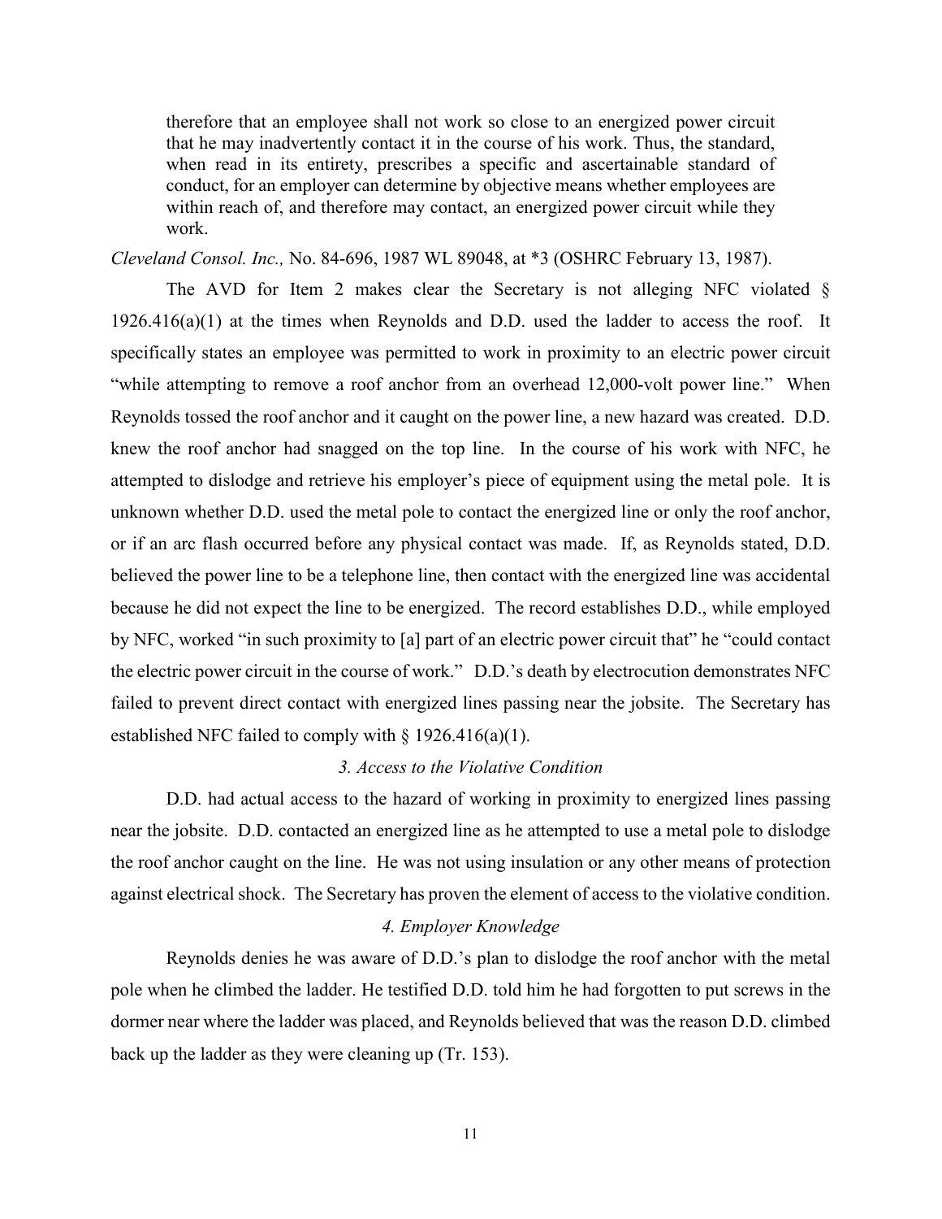> therefore that an employee shall not work so close to an energized power circuit that he may inadvertently contact it in the course of his work. Thus, the standard, when read in its entirety, prescribes a specific and ascertainable standard of conduct, for an employer can determine by objective means whether employees are within reach of, and therefore may contact, an energized power circuit while they work.

*Cleveland Consol. Inc.,* No. 84-696, 1987 WL 89048, at *3 (OSHRC February 13, 1987).

The AVD for Item 2 makes clear the Secretary is not alleging NFC violated § 1926.416(a)(1) at the times when Reynolds and D.D. used the ladder to access the roof. It specifically states an employee was permitted to work in proximity to an electric power circuit "while attempting to remove a roof anchor from an overhead 12,000-volt power line." When Reynolds tossed the roof anchor and it caught on the power line, a new hazard was created. D.D. knew the roof anchor had snagged on the top line. In the course of his work with NFC, he attempted to dislodge and retrieve his employer's piece of equipment using the metal pole. It is unknown whether D.D. used the metal pole to contact the energized line or only the roof anchor, or if an arc flash occurred before any physical contact was made. If, as Reynolds stated, D.D. believed the power line to be a telephone line, then contact with the energized line was accidental because he did not expect the line to be energized. The record establishes D.D., while employed by NFC, worked "in such proximity to [a] part of an electric power circuit that" he "could contact the electric power circuit in the course of work." D.D.'s death by electrocution demonstrates NFC failed to prevent direct contact with energized lines passing near the jobsite. The Secretary has established NFC failed to comply with § 1926.416(a)(1).

### *3. Access to the Violative Condition*

D.D. had actual access to the hazard of working in proximity to energized lines passing near the jobsite. D.D. contacted an energized line as he attempted to use a metal pole to dislodge the roof anchor caught on the line. He was not using insulation or any other means of protection against electrical shock. The Secretary has proven the element of access to the violative condition.

### *4. Employer Knowledge*

Reynolds denies he was aware of D.D.'s plan to dislodge the roof anchor with the metal pole when he climbed the ladder. He testified D.D. told him he had forgotten to put screws in the dormer near where the ladder was placed, and Reynolds believed that was the reason D.D. climbed back up the ladder as they were cleaning up (Tr. 153).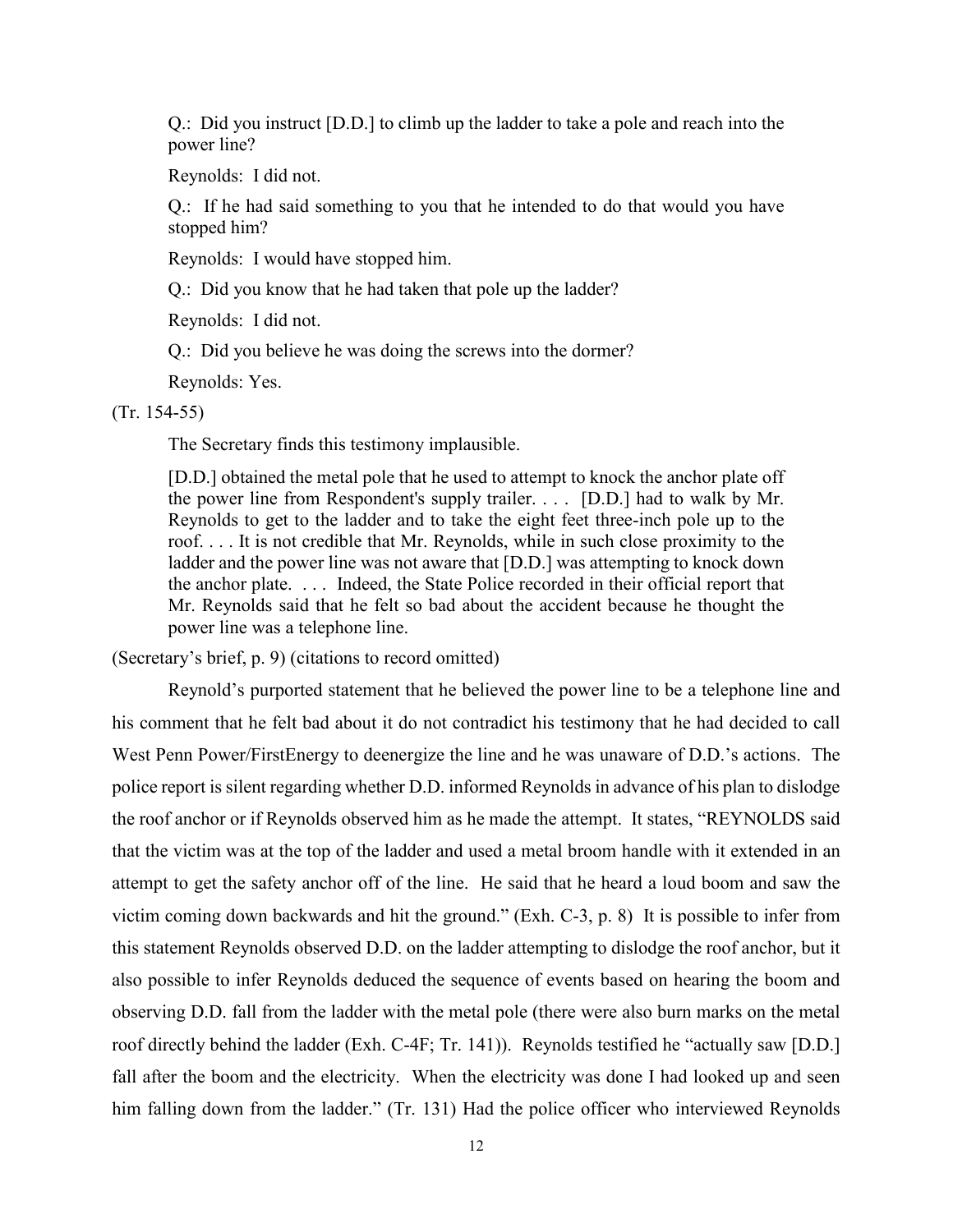> Q.: Did you instruct [D.D.] to climb up the ladder to take a pole and reach into the power line?
>
> Reynolds: I did not.
>
> Q.: If he had said something to you that he intended to do that would you have stopped him?
>
> Reynolds: I would have stopped him.
>
> Q.: Did you know that he had taken that pole up the ladder?
>
> Reynolds: I did not.
>
> Q.: Did you believe he was doing the screws into the dormer?
>
> Reynolds: Yes.

(Tr. 154-55)

The Secretary finds this testimony implausible.

> [D.D.] obtained the metal pole that he used to attempt to knock the anchor plate off the power line from Respondent's supply trailer. . . . [D.D.] had to walk by Mr. Reynolds to get to the ladder and to take the eight feet three-inch pole up to the roof. . . . It is not credible that Mr. Reynolds, while in such close proximity to the ladder and the power line was not aware that [D.D.] was attempting to knock down the anchor plate. . . . Indeed, the State Police recorded in their official report that Mr. Reynolds said that he felt so bad about the accident because he thought the power line was a telephone line.

(Secretary's brief, p. 9) (citations to record omitted)

Reynold's purported statement that he believed the power line to be a telephone line and his comment that he felt bad about it do not contradict his testimony that he had decided to call West Penn Power/FirstEnergy to deenergize the line and he was unaware of D.D.'s actions. The police report is silent regarding whether D.D. informed Reynolds in advance of his plan to dislodge the roof anchor or if Reynolds observed him as he made the attempt. It states, "REYNOLDS said that the victim was at the top of the ladder and used a metal broom handle with it extended in an attempt to get the safety anchor off of the line. He said that he heard a loud boom and saw the victim coming down backwards and hit the ground." (Exh. C-3, p. 8) It is possible to infer from this statement Reynolds observed D.D. on the ladder attempting to dislodge the roof anchor, but it also possible to infer Reynolds deduced the sequence of events based on hearing the boom and observing D.D. fall from the ladder with the metal pole (there were also burn marks on the metal roof directly behind the ladder (Exh. C-4F; Tr. 141)). Reynolds testified he "actually saw [D.D.] fall after the boom and the electricity. When the electricity was done I had looked up and seen him falling down from the ladder." (Tr. 131) Had the police officer who interviewed Reynolds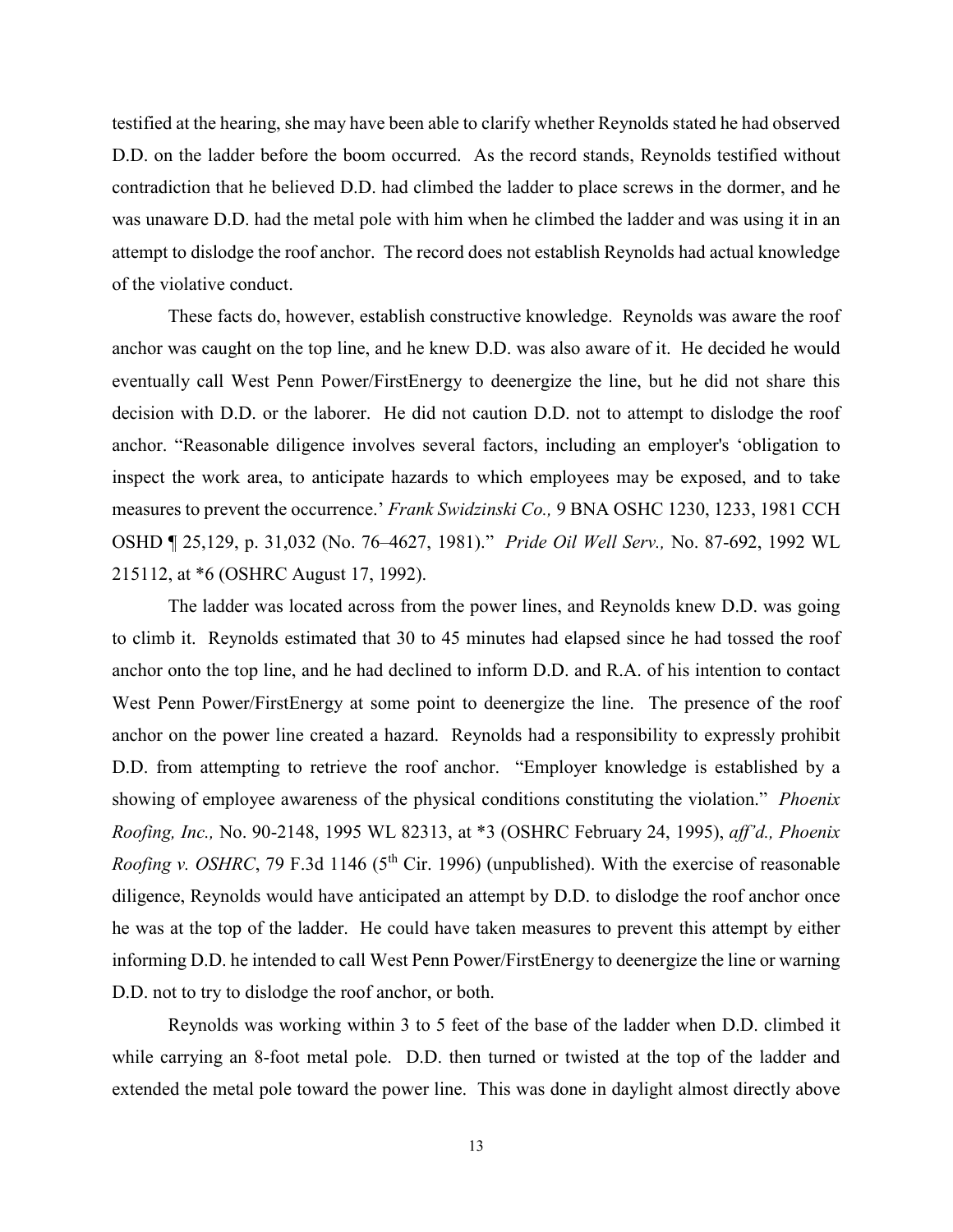testified at the hearing, she may have been able to clarify whether Reynolds stated he had observed D.D. on the ladder before the boom occurred. As the record stands, Reynolds testified without contradiction that he believed D.D. had climbed the ladder to place screws in the dormer, and he was unaware D.D. had the metal pole with him when he climbed the ladder and was using it in an attempt to dislodge the roof anchor. The record does not establish Reynolds had actual knowledge of the violative conduct.

These facts do, however, establish constructive knowledge. Reynolds was aware the roof anchor was caught on the top line, and he knew D.D. was also aware of it. He decided he would eventually call West Penn Power/FirstEnergy to deenergize the line, but he did not share this decision with D.D. or the laborer. He did not caution D.D. not to attempt to dislodge the roof anchor. "Reasonable diligence involves several factors, including an employer's 'obligation to inspect the work area, to anticipate hazards to which employees may be exposed, and to take measures to prevent the occurrence.' *Frank Swidzinski Co.,* 9 BNA OSHC 1230, 1233, 1981 CCH OSHD ¶ 25,129, p. 31,032 (No. 76–4627, 1981)." *Pride Oil Well Serv.,* No. 87-692, 1992 WL 215112, at *6 (OSHRC August 17, 1992).

The ladder was located across from the power lines, and Reynolds knew D.D. was going to climb it. Reynolds estimated that 30 to 45 minutes had elapsed since he had tossed the roof anchor onto the top line, and he had declined to inform D.D. and R.A. of his intention to contact West Penn Power/FirstEnergy at some point to deenergize the line. The presence of the roof anchor on the power line created a hazard. Reynolds had a responsibility to expressly prohibit D.D. from attempting to retrieve the roof anchor. "Employer knowledge is established by a showing of employee awareness of the physical conditions constituting the violation." *Phoenix Roofing, Inc.,* No. 90-2148, 1995 WL 82313, at *3 (OSHRC February 24, 1995), *aff'd., Phoenix Roofing v. OSHRC*, 79 F.3d 1146 (5th Cir. 1996) (unpublished). With the exercise of reasonable diligence, Reynolds would have anticipated an attempt by D.D. to dislodge the roof anchor once he was at the top of the ladder. He could have taken measures to prevent this attempt by either informing D.D. he intended to call West Penn Power/FirstEnergy to deenergize the line or warning D.D. not to try to dislodge the roof anchor, or both.

Reynolds was working within 3 to 5 feet of the base of the ladder when D.D. climbed it while carrying an 8-foot metal pole. D.D. then turned or twisted at the top of the ladder and extended the metal pole toward the power line. This was done in daylight almost directly above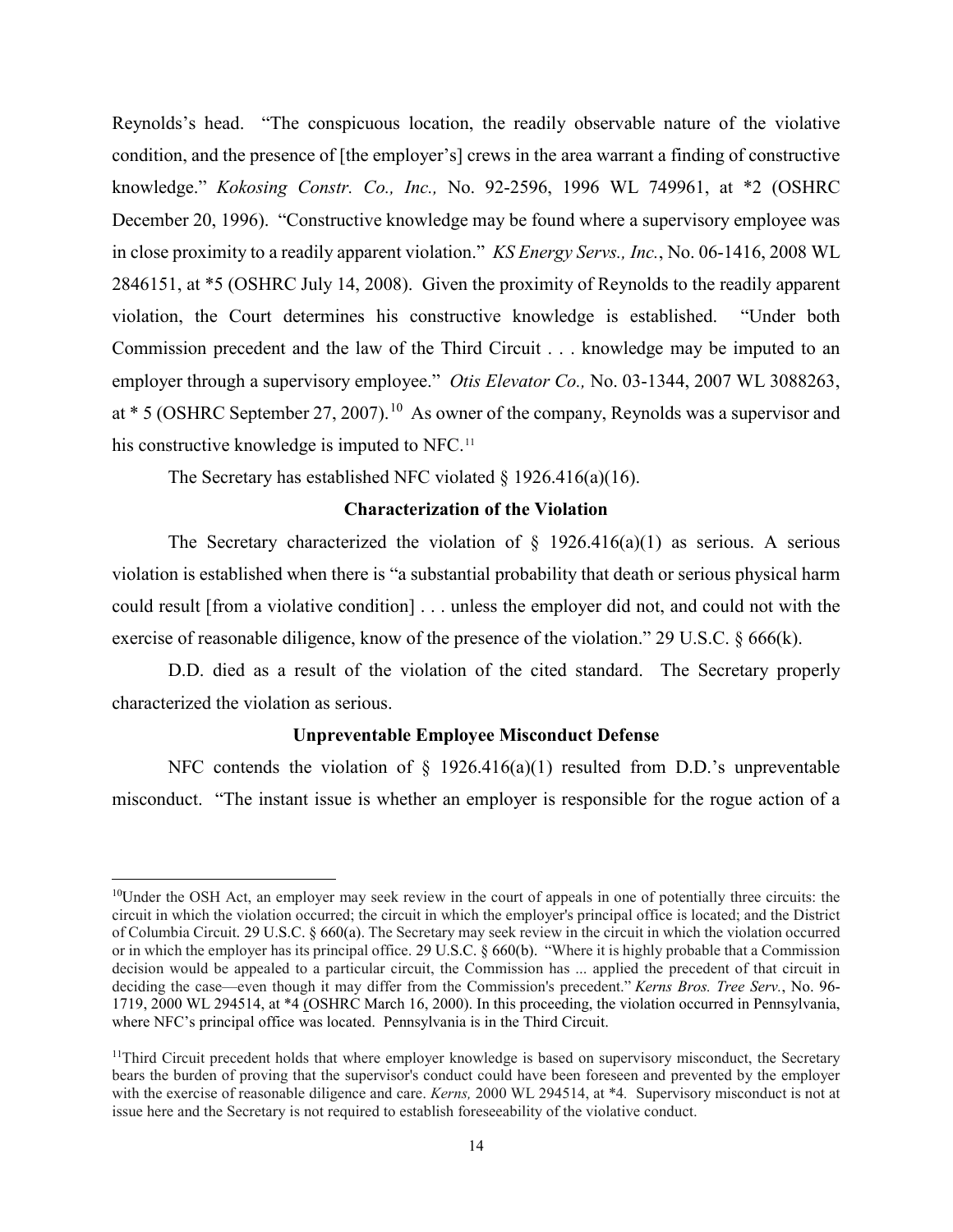Reynolds's head. "The conspicuous location, the readily observable nature of the violative condition, and the presence of [the employer's] crews in the area warrant a finding of constructive knowledge." *Kokosing Constr. Co., Inc.,* No. 92-2596, 1996 WL 749961, at *2 (OSHRC December 20, 1996). "Constructive knowledge may be found where a supervisory employee was in close proximity to a readily apparent violation." *KS Energy Servs., Inc.*, No. 06-1416, 2008 WL 2846151, at *5 (OSHRC July 14, 2008). Given the proximity of Reynolds to the readily apparent violation, the Court determines his constructive knowledge is established. "Under both Commission precedent and the law of the Third Circuit . . . knowledge may be imputed to an employer through a supervisory employee." *Otis Elevator Co.,* No. 03-1344, 2007 WL 3088263, at * 5 (OSHRC September 27, 2007).[10] As owner of the company, Reynolds was a supervisor and his constructive knowledge is imputed to NFC.[11]

The Secretary has established NFC violated § 1926.416(a)(16).

### Characterization of the Violation

The Secretary characterized the violation of § 1926.416(a)(1) as serious. A serious violation is established when there is "a substantial probability that death or serious physical harm could result [from a violative condition] . . . unless the employer did not, and could not with the exercise of reasonable diligence, know of the presence of the violation." 29 U.S.C. § 666(k).

D.D. died as a result of the violation of the cited standard. The Secretary properly characterized the violation as serious.

### Unpreventable Employee Misconduct Defense

NFC contends the violation of § 1926.416(a)(1) resulted from D.D.'s unpreventable misconduct. "The instant issue is whether an employer is responsible for the rogue action of a

---

[10] Under the OSH Act, an employer may seek review in the court of appeals in one of potentially three circuits: the circuit in which the violation occurred; the circuit in which the employer's principal office is located; and the District of Columbia Circuit. 29 U.S.C. § 660(a). The Secretary may seek review in the circuit in which the violation occurred or in which the employer has its principal office. 29 U.S.C. § 660(b). "Where it is highly probable that a Commission decision would be appealed to a particular circuit, the Commission has ... applied the precedent of that circuit in deciding the case—even though it may differ from the Commission's precedent." *Kerns Bros. Tree Serv.*, No. 96-1719, 2000 WL 294514, at *4 (OSHRC March 16, 2000). In this proceeding, the violation occurred in Pennsylvania, where NFC's principal office was located. Pennsylvania is in the Third Circuit.

[11] Third Circuit precedent holds that where employer knowledge is based on supervisory misconduct, the Secretary bears the burden of proving that the supervisor's conduct could have been foreseen and prevented by the employer with the exercise of reasonable diligence and care. *Kerns,* 2000 WL 294514, at *4. Supervisory misconduct is not at issue here and the Secretary is not required to establish foreseeability of the violative conduct.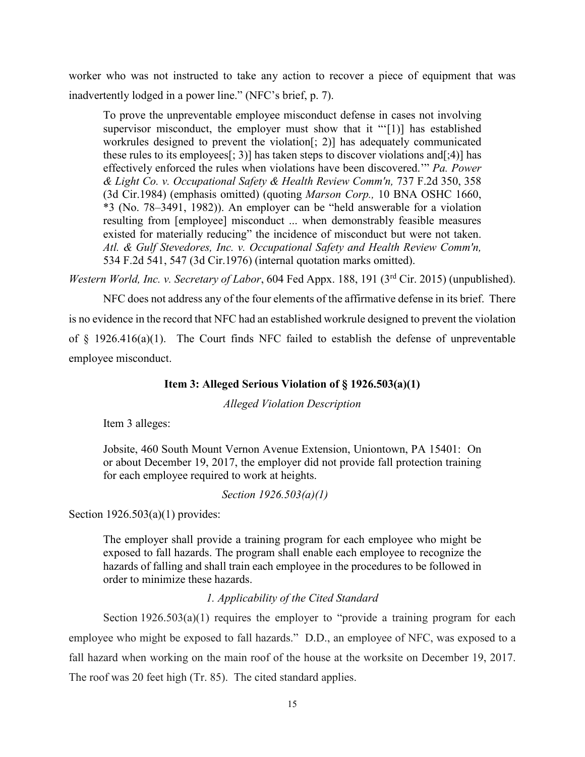worker who was not instructed to take any action to recover a piece of equipment that was inadvertently lodged in a power line." (NFC's brief, p. 7).

> To prove the unpreventable employee misconduct defense in cases not involving supervisor misconduct, the employer must show that it "'[1)] has established workrules designed to prevent the violation[; 2)] has adequately communicated these rules to its employees[; 3)] has taken steps to discover violations and[;4)] has effectively enforced the rules when violations have been discovered.'" *Pa. Power & Light Co. v. Occupational Safety & Health Review Comm'n,* 737 F.2d 350, 358 (3d Cir.1984) (emphasis omitted) (quoting *Marson Corp.,* 10 BNA OSHC 1660, *3 (No. 78–3491, 1982)). An employer can be "held answerable for a violation resulting from [employee] misconduct ... when demonstrably feasible measures existed for materially reducing" the incidence of misconduct but were not taken. *Atl. & Gulf Stevedores, Inc. v. Occupational Safety and Health Review Comm'n,* 534 F.2d 541, 547 (3d Cir.1976) (internal quotation marks omitted).

*Western World, Inc. v. Secretary of Labor*, 604 Fed Appx. 188, 191 (3rd Cir. 2015) (unpublished).

NFC does not address any of the four elements of the affirmative defense in its brief. There is no evidence in the record that NFC had an established workrule designed to prevent the violation of § 1926.416(a)(1). The Court finds NFC failed to establish the defense of unpreventable employee misconduct.

### Item 3: Alleged Serious Violation of § 1926.503(a)(1)

*Alleged Violation Description*

Item 3 alleges:

> Jobsite, 460 South Mount Vernon Avenue Extension, Uniontown, PA 15401: On or about December 19, 2017, the employer did not provide fall protection training for each employee required to work at heights.

*Section 1926.503(a)(1)*

Section 1926.503(a)(1) provides:

> The employer shall provide a training program for each employee who might be exposed to fall hazards. The program shall enable each employee to recognize the hazards of falling and shall train each employee in the procedures to be followed in order to minimize these hazards.

*1. Applicability of the Cited Standard*

Section 1926.503(a)(1) requires the employer to "provide a training program for each employee who might be exposed to fall hazards." D.D., an employee of NFC, was exposed to a fall hazard when working on the main roof of the house at the worksite on December 19, 2017. The roof was 20 feet high (Tr. 85). The cited standard applies.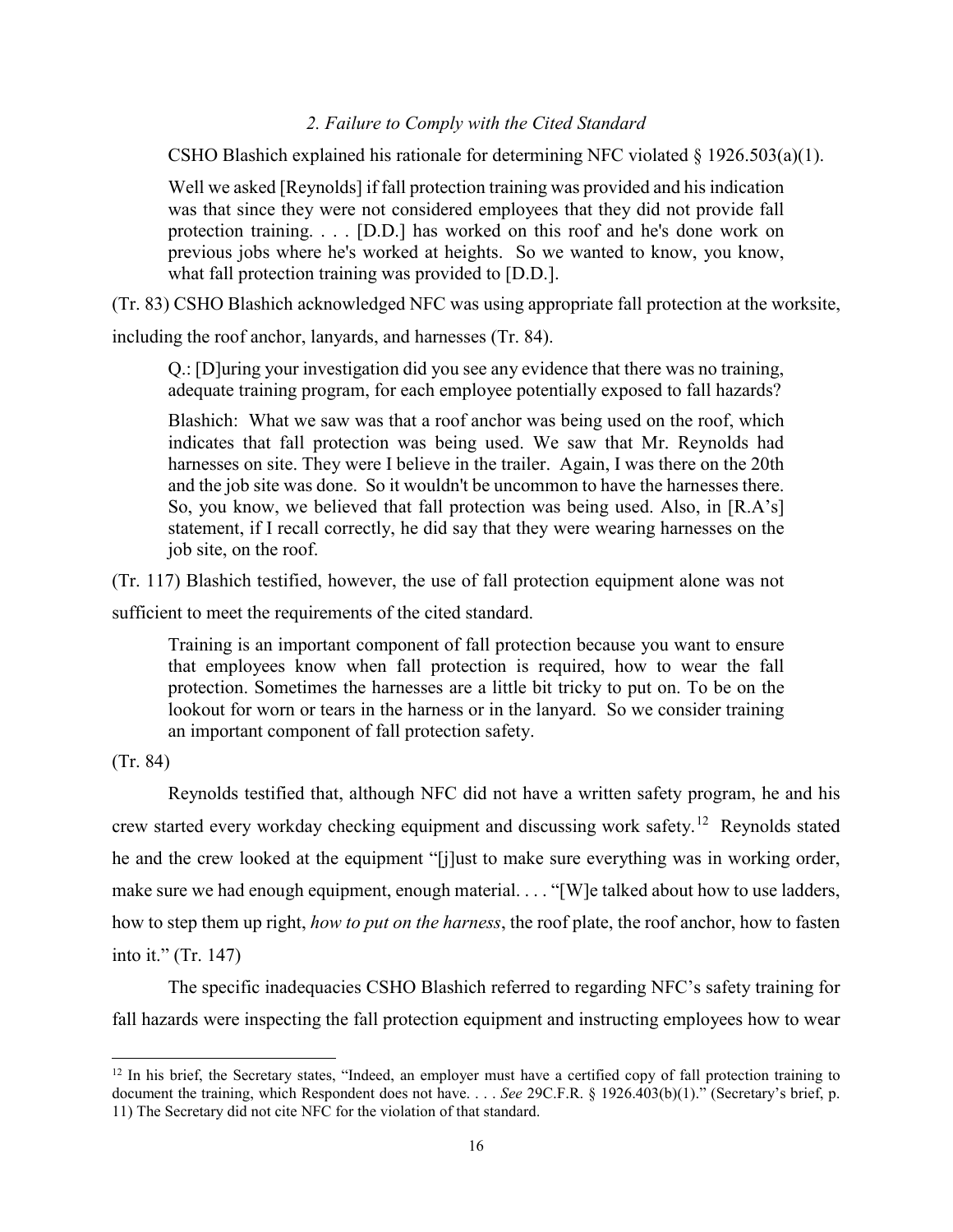### *2. Failure to Comply with the Cited Standard*

CSHO Blashich explained his rationale for determining NFC violated § 1926.503(a)(1).

> Well we asked [Reynolds] if fall protection training was provided and his indication was that since they were not considered employees that they did not provide fall protection training. . . . [D.D.] has worked on this roof and he's done work on previous jobs where he's worked at heights. So we wanted to know, you know, what fall protection training was provided to [D.D.].

(Tr. 83) CSHO Blashich acknowledged NFC was using appropriate fall protection at the worksite, including the roof anchor, lanyards, and harnesses (Tr. 84).

> Q.: [D]uring your investigation did you see any evidence that there was no training, adequate training program, for each employee potentially exposed to fall hazards?
>
> Blashich: What we saw was that a roof anchor was being used on the roof, which indicates that fall protection was being used. We saw that Mr. Reynolds had harnesses on site. They were I believe in the trailer. Again, I was there on the 20th and the job site was done. So it wouldn't be uncommon to have the harnesses there. So, you know, we believed that fall protection was being used. Also, in [R.A's] statement, if I recall correctly, he did say that they were wearing harnesses on the job site, on the roof.

(Tr. 117) Blashich testified, however, the use of fall protection equipment alone was not sufficient to meet the requirements of the cited standard.

> Training is an important component of fall protection because you want to ensure that employees know when fall protection is required, how to wear the fall protection. Sometimes the harnesses are a little bit tricky to put on. To be on the lookout for worn or tears in the harness or in the lanyard. So we consider training an important component of fall protection safety.

(Tr. 84)

Reynolds testified that, although NFC did not have a written safety program, he and his crew started every workday checking equipment and discussing work safety.[12] Reynolds stated he and the crew looked at the equipment "[j]ust to make sure everything was in working order, make sure we had enough equipment, enough material. . . . "[W]e talked about how to use ladders, how to step them up right, *how to put on the harness*, the roof plate, the roof anchor, how to fasten into it." (Tr. 147)

The specific inadequacies CSHO Blashich referred to regarding NFC's safety training for fall hazards were inspecting the fall protection equipment and instructing employees how to wear

---

[12] In his brief, the Secretary states, "Indeed, an employer must have a certified copy of fall protection training to document the training, which Respondent does not have. . . . *See* 29C.F.R. § 1926.403(b)(1)." (Secretary's brief, p. 11) The Secretary did not cite NFC for the violation of that standard.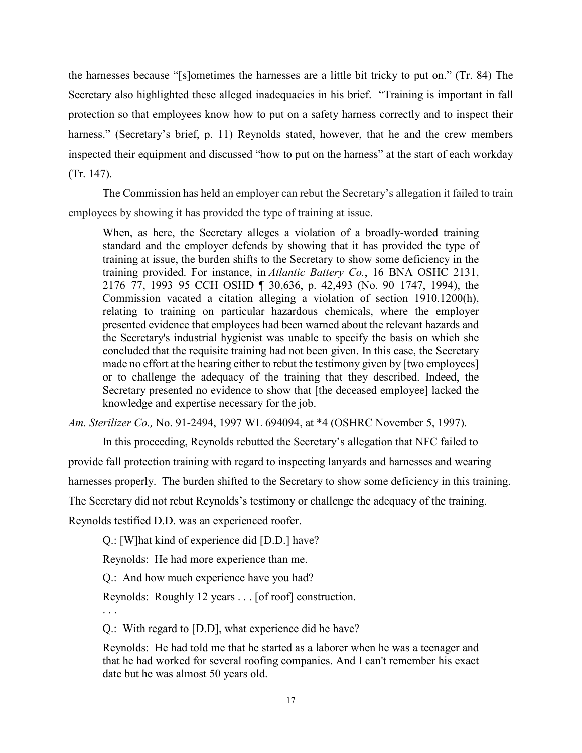the harnesses because "[s]ometimes the harnesses are a little bit tricky to put on." (Tr. 84) The Secretary also highlighted these alleged inadequacies in his brief. "Training is important in fall protection so that employees know how to put on a safety harness correctly and to inspect their harness." (Secretary's brief, p. 11) Reynolds stated, however, that he and the crew members inspected their equipment and discussed "how to put on the harness" at the start of each workday (Tr. 147).

The Commission has held an employer can rebut the Secretary's allegation it failed to train employees by showing it has provided the type of training at issue.

> When, as here, the Secretary alleges a violation of a broadly-worded training standard and the employer defends by showing that it has provided the type of training at issue, the burden shifts to the Secretary to show some deficiency in the training provided. For instance, in *Atlantic Battery Co.*, 16 BNA OSHC 2131, 2176–77, 1993–95 CCH OSHD ¶ 30,636, p. 42,493 (No. 90–1747, 1994), the Commission vacated a citation alleging a violation of section 1910.1200(h), relating to training on particular hazardous chemicals, where the employer presented evidence that employees had been warned about the relevant hazards and the Secretary's industrial hygienist was unable to specify the basis on which she concluded that the requisite training had not been given. In this case, the Secretary made no effort at the hearing either to rebut the testimony given by [two employees] or to challenge the adequacy of the training that they described. Indeed, the Secretary presented no evidence to show that [the deceased employee] lacked the knowledge and expertise necessary for the job.

*Am. Sterilizer Co.,* No. 91-2494, 1997 WL 694094, at *4 (OSHRC November 5, 1997).

In this proceeding, Reynolds rebutted the Secretary's allegation that NFC failed to provide fall protection training with regard to inspecting lanyards and harnesses and wearing harnesses properly. The burden shifted to the Secretary to show some deficiency in this training. The Secretary did not rebut Reynolds's testimony or challenge the adequacy of the training. Reynolds testified D.D. was an experienced roofer.

> Q.: [W]hat kind of experience did [D.D.] have?
>
> Reynolds: He had more experience than me.
>
> Q.: And how much experience have you had?
>
> Reynolds: Roughly 12 years . . . [of roof] construction.
>
> . . .
>
> Q.: With regard to [D.D], what experience did he have?
>
> Reynolds: He had told me that he started as a laborer when he was a teenager and that he had worked for several roofing companies. And I can't remember his exact date but he was almost 50 years old.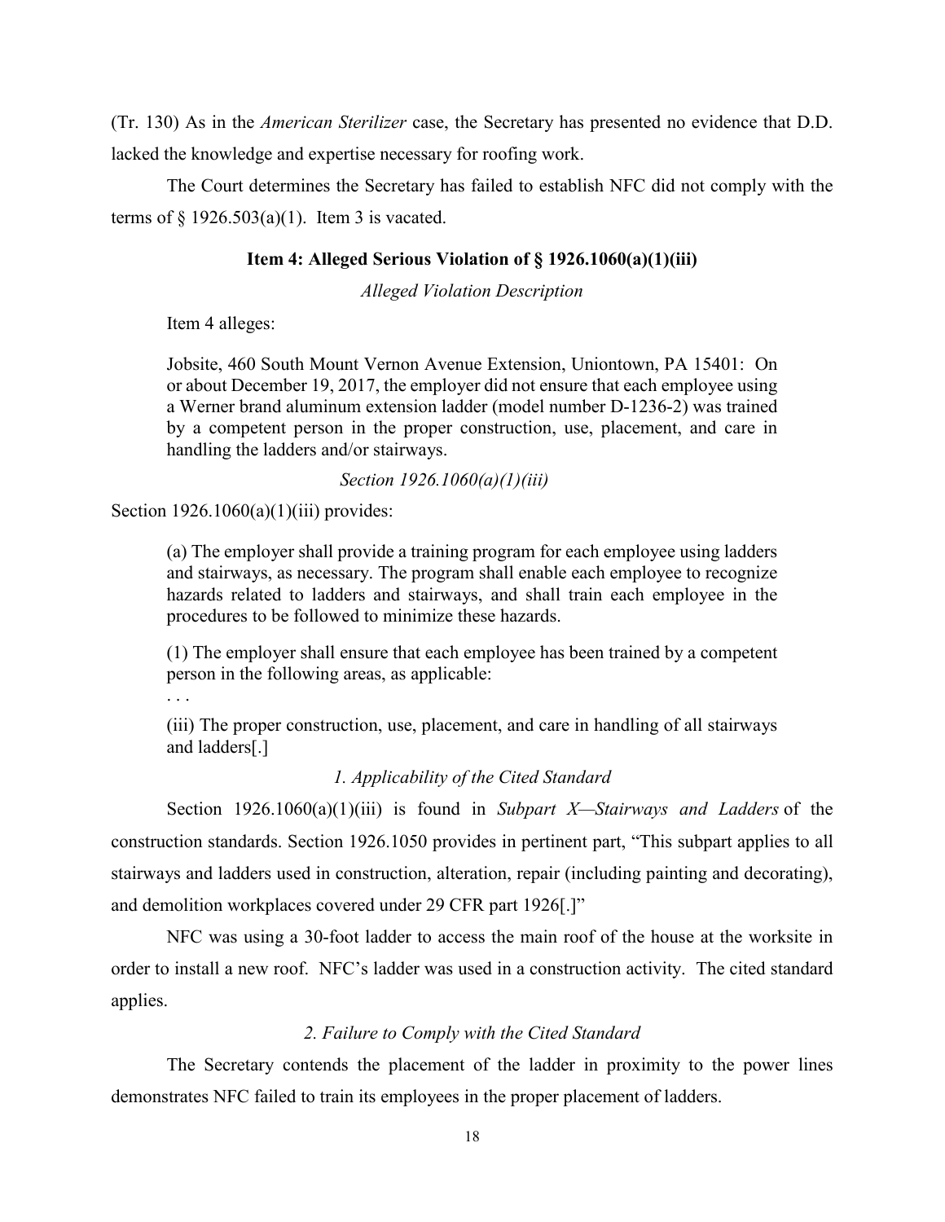(Tr. 130) As in the *American Sterilizer* case, the Secretary has presented no evidence that D.D. lacked the knowledge and expertise necessary for roofing work.

The Court determines the Secretary has failed to establish NFC did not comply with the terms of § 1926.503(a)(1). Item 3 is vacated.

### Item 4: Alleged Serious Violation of § 1926.1060(a)(1)(iii)

*Alleged Violation Description*

Item 4 alleges:

> Jobsite, 460 South Mount Vernon Avenue Extension, Uniontown, PA 15401: On or about December 19, 2017, the employer did not ensure that each employee using a Werner brand aluminum extension ladder (model number D-1236-2) was trained by a competent person in the proper construction, use, placement, and care in handling the ladders and/or stairways.

*Section 1926.1060(a)(1)(iii)*

Section 1926.1060(a)(1)(iii) provides:

> (a) The employer shall provide a training program for each employee using ladders and stairways, as necessary. The program shall enable each employee to recognize hazards related to ladders and stairways, and shall train each employee in the procedures to be followed to minimize these hazards.
>
> (1) The employer shall ensure that each employee has been trained by a competent person in the following areas, as applicable:
>
> . . .
>
> (iii) The proper construction, use, placement, and care in handling of all stairways and ladders[.]

*1. Applicability of the Cited Standard*

Section 1926.1060(a)(1)(iii) is found in *Subpart X—Stairways and Ladders* of the construction standards. Section 1926.1050 provides in pertinent part, "This subpart applies to all stairways and ladders used in construction, alteration, repair (including painting and decorating), and demolition workplaces covered under 29 CFR part 1926[.]"

NFC was using a 30-foot ladder to access the main roof of the house at the worksite in order to install a new roof. NFC's ladder was used in a construction activity. The cited standard applies.

*2. Failure to Comply with the Cited Standard*

The Secretary contends the placement of the ladder in proximity to the power lines demonstrates NFC failed to train its employees in the proper placement of ladders.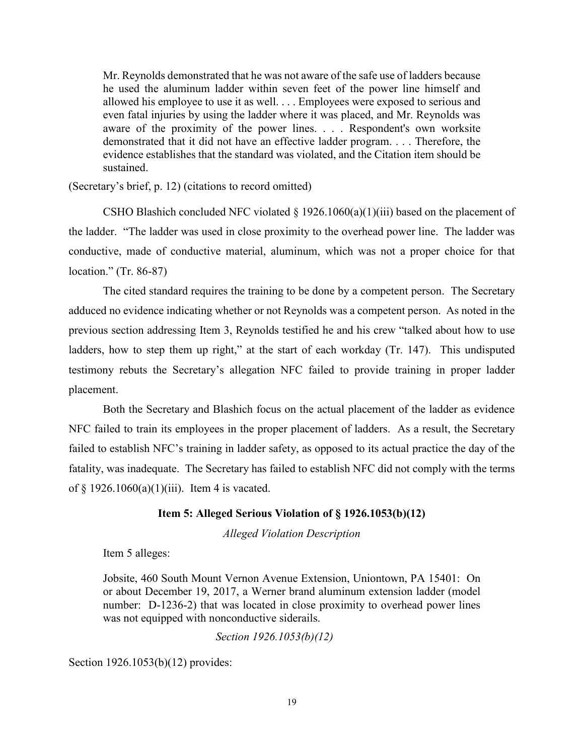> Mr. Reynolds demonstrated that he was not aware of the safe use of ladders because he used the aluminum ladder within seven feet of the power line himself and allowed his employee to use it as well. . . . Employees were exposed to serious and even fatal injuries by using the ladder where it was placed, and Mr. Reynolds was aware of the proximity of the power lines. . . . Respondent's own worksite demonstrated that it did not have an effective ladder program. . . . Therefore, the evidence establishes that the standard was violated, and the Citation item should be sustained.

(Secretary's brief, p. 12) (citations to record omitted)

CSHO Blashich concluded NFC violated § 1926.1060(a)(1)(iii) based on the placement of the ladder. "The ladder was used in close proximity to the overhead power line. The ladder was conductive, made of conductive material, aluminum, which was not a proper choice for that location." (Tr. 86-87)

The cited standard requires the training to be done by a competent person. The Secretary adduced no evidence indicating whether or not Reynolds was a competent person. As noted in the previous section addressing Item 3, Reynolds testified he and his crew "talked about how to use ladders, how to step them up right," at the start of each workday (Tr. 147). This undisputed testimony rebuts the Secretary's allegation NFC failed to provide training in proper ladder placement.

Both the Secretary and Blashich focus on the actual placement of the ladder as evidence NFC failed to train its employees in the proper placement of ladders. As a result, the Secretary failed to establish NFC's training in ladder safety, as opposed to its actual practice the day of the fatality, was inadequate. The Secretary has failed to establish NFC did not comply with the terms of § 1926.1060(a)(1)(iii). Item 4 is vacated.

### Item 5: Alleged Serious Violation of § 1926.1053(b)(12)

*Alleged Violation Description*

Item 5 alleges:

> Jobsite, 460 South Mount Vernon Avenue Extension, Uniontown, PA 15401: On or about December 19, 2017, a Werner brand aluminum extension ladder (model number: D-1236-2) that was located in close proximity to overhead power lines was not equipped with nonconductive siderails.

*Section 1926.1053(b)(12)*

Section 1926.1053(b)(12) provides: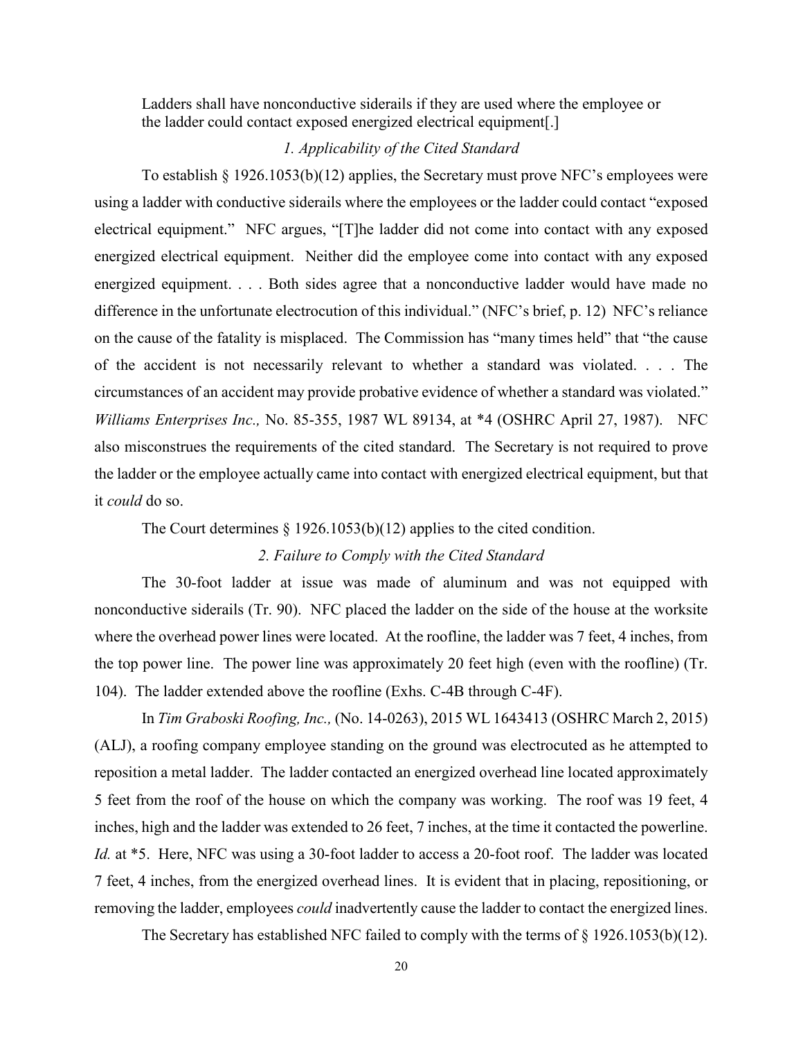> Ladders shall have nonconductive siderails if they are used where the employee or the ladder could contact exposed energized electrical equipment[.]

*1. Applicability of the Cited Standard*

To establish § 1926.1053(b)(12) applies, the Secretary must prove NFC's employees were using a ladder with conductive siderails where the employees or the ladder could contact "exposed electrical equipment." NFC argues, "[T]he ladder did not come into contact with any exposed energized electrical equipment. Neither did the employee come into contact with any exposed energized equipment. . . . Both sides agree that a nonconductive ladder would have made no difference in the unfortunate electrocution of this individual." (NFC's brief, p. 12) NFC's reliance on the cause of the fatality is misplaced. The Commission has "many times held" that "the cause of the accident is not necessarily relevant to whether a standard was violated. . . . The circumstances of an accident may provide probative evidence of whether a standard was violated." *Williams Enterprises Inc.,* No. 85-355, 1987 WL 89134, at *4 (OSHRC April 27, 1987). NFC also misconstrues the requirements of the cited standard. The Secretary is not required to prove the ladder or the employee actually came into contact with energized electrical equipment, but that it *could* do so.

The Court determines § 1926.1053(b)(12) applies to the cited condition.

*2. Failure to Comply with the Cited Standard*

The 30-foot ladder at issue was made of aluminum and was not equipped with nonconductive siderails (Tr. 90). NFC placed the ladder on the side of the house at the worksite where the overhead power lines were located. At the roofline, the ladder was 7 feet, 4 inches, from the top power line. The power line was approximately 20 feet high (even with the roofline) (Tr. 104). The ladder extended above the roofline (Exhs. C-4B through C-4F).

In *Tim Graboski Roofing, Inc.,* (No. 14-0263), 2015 WL 1643413 (OSHRC March 2, 2015) (ALJ), a roofing company employee standing on the ground was electrocuted as he attempted to reposition a metal ladder. The ladder contacted an energized overhead line located approximately 5 feet from the roof of the house on which the company was working. The roof was 19 feet, 4 inches, high and the ladder was extended to 26 feet, 7 inches, at the time it contacted the powerline. *Id.* at *5. Here, NFC was using a 30-foot ladder to access a 20-foot roof. The ladder was located 7 feet, 4 inches, from the energized overhead lines. It is evident that in placing, repositioning, or removing the ladder, employees *could* inadvertently cause the ladder to contact the energized lines.

The Secretary has established NFC failed to comply with the terms of § 1926.1053(b)(12).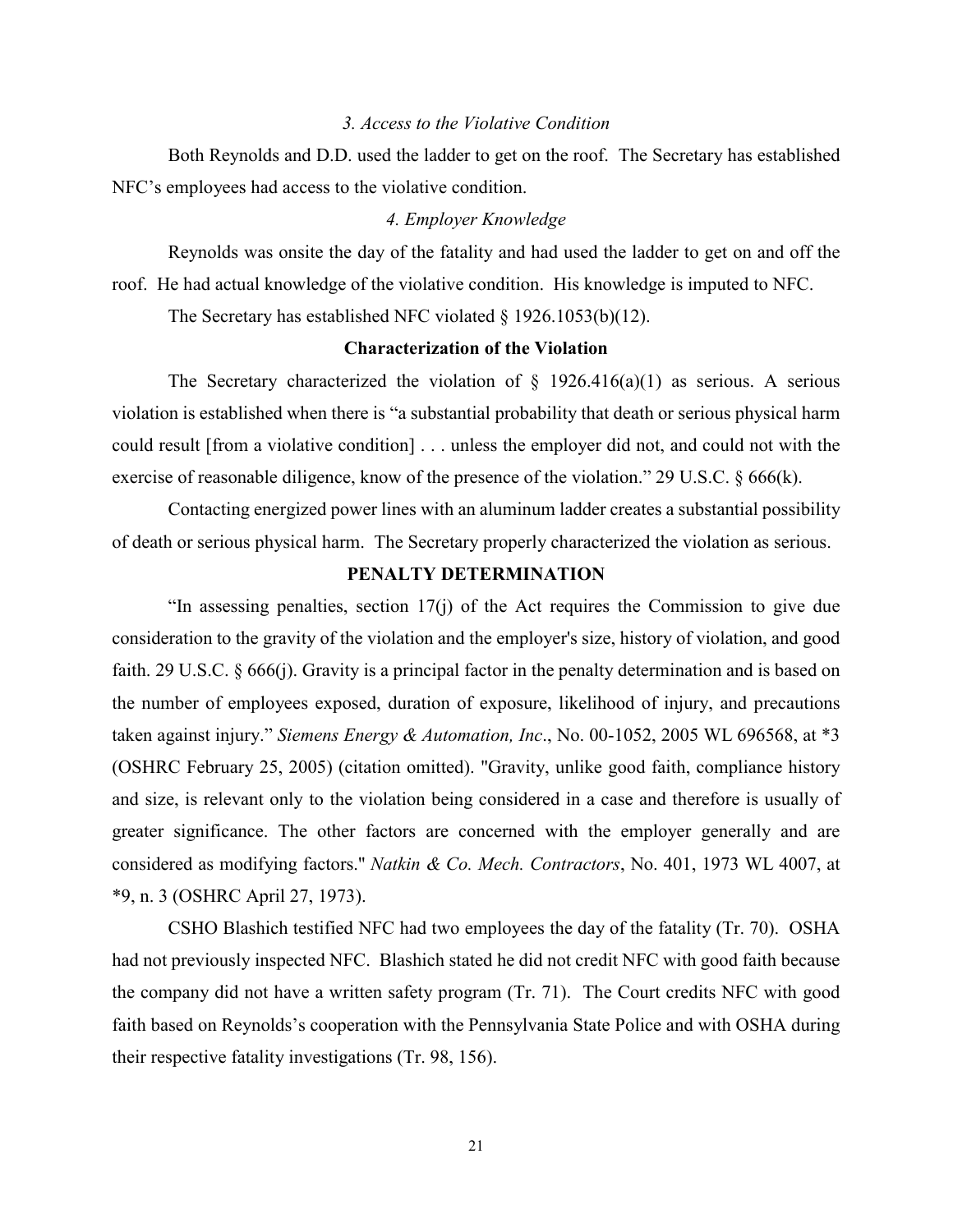*3. Access to the Violative Condition*

Both Reynolds and D.D. used the ladder to get on the roof. The Secretary has established NFC's employees had access to the violative condition.

*4. Employer Knowledge*

Reynolds was onsite the day of the fatality and had used the ladder to get on and off the roof. He had actual knowledge of the violative condition. His knowledge is imputed to NFC.

The Secretary has established NFC violated § 1926.1053(b)(12).

**Characterization of the Violation**

The Secretary characterized the violation of § 1926.416(a)(1) as serious. A serious violation is established when there is "a substantial probability that death or serious physical harm could result [from a violative condition] . . . unless the employer did not, and could not with the exercise of reasonable diligence, know of the presence of the violation." 29 U.S.C. § 666(k).

Contacting energized power lines with an aluminum ladder creates a substantial possibility of death or serious physical harm. The Secretary properly characterized the violation as serious.

**PENALTY DETERMINATION**

"In assessing penalties, section 17(j) of the Act requires the Commission to give due consideration to the gravity of the violation and the employer's size, history of violation, and good faith. 29 U.S.C. § 666(j). Gravity is a principal factor in the penalty determination and is based on the number of employees exposed, duration of exposure, likelihood of injury, and precautions taken against injury." *Siemens Energy & Automation, Inc*., No. 00-1052, 2005 WL 696568, at *3 (OSHRC February 25, 2005) (citation omitted). "Gravity, unlike good faith, compliance history and size, is relevant only to the violation being considered in a case and therefore is usually of greater significance. The other factors are concerned with the employer generally and are considered as modifying factors." *Natkin & Co. Mech. Contractors*, No. 401, 1973 WL 4007, at *9, n. 3 (OSHRC April 27, 1973).

CSHO Blashich testified NFC had two employees the day of the fatality (Tr. 70). OSHA had not previously inspected NFC. Blashich stated he did not credit NFC with good faith because the company did not have a written safety program (Tr. 71). The Court credits NFC with good faith based on Reynolds's cooperation with the Pennsylvania State Police and with OSHA during their respective fatality investigations (Tr. 98, 156).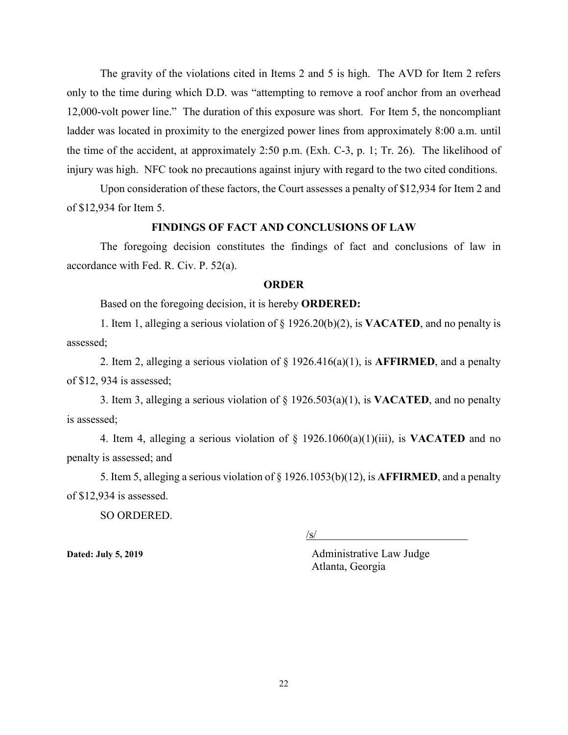The gravity of the violations cited in Items 2 and 5 is high. The AVD for Item 2 refers only to the time during which D.D. was "attempting to remove a roof anchor from an overhead 12,000-volt power line." The duration of this exposure was short. For Item 5, the noncompliant ladder was located in proximity to the energized power lines from approximately 8:00 a.m. until the time of the accident, at approximately 2:50 p.m. (Exh. C-3, p. 1; Tr. 26). The likelihood of injury was high. NFC took no precautions against injury with regard to the two cited conditions.

Upon consideration of these factors, the Court assesses a penalty of $12,934 for Item 2 and of $12,934 for Item 5.

## FINDINGS OF FACT AND CONCLUSIONS OF LAW

The foregoing decision constitutes the findings of fact and conclusions of law in accordance with Fed. R. Civ. P. 52(a).

## ORDER

Based on the foregoing decision, it is hereby **ORDERED:**

1. Item 1, alleging a serious violation of § 1926.20(b)(2), is **VACATED**, and no penalty is assessed;

2. Item 2, alleging a serious violation of § 1926.416(a)(1), is **AFFIRMED**, and a penalty of $12, 934 is assessed;

3. Item 3, alleging a serious violation of § 1926.503(a)(1), is **VACATED**, and no penalty is assessed;

4. Item 4, alleging a serious violation of § 1926.1060(a)(1)(iii), is **VACATED** and no penalty is assessed; and

5. Item 5, alleging a serious violation of § 1926.1053(b)(12), is **AFFIRMED**, and a penalty of $12,934 is assessed.

SO ORDERED.

/s/

**Dated: July 5, 2019**

Administrative Law Judge
Atlanta, Georgia